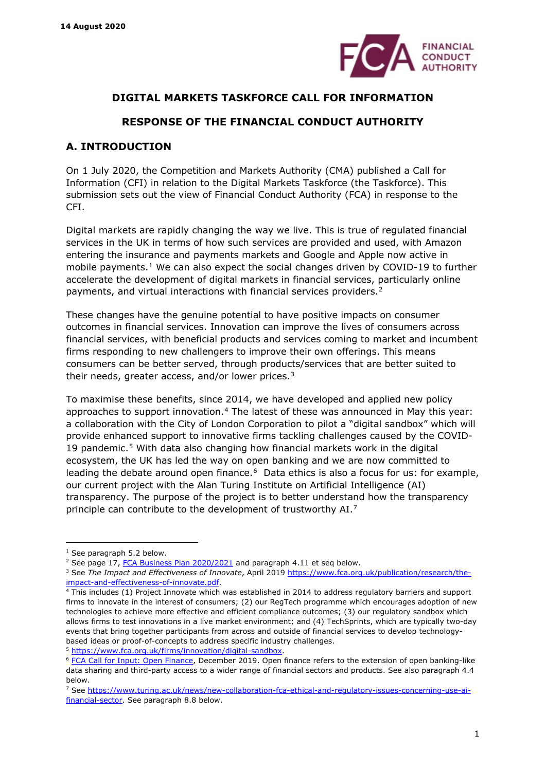14 August 2020

**DIGITAL MARKETS TASKFORCE CALL FOR INFORMATION**

**RESPONSE OF THE FINANCIAL CONDUCT AUTHORITY**

## A. INTRODUCTION

On 1 July 2020, the Competition and Markets Authority (CMA) published a Call for Information (CFI) in relation to the Digital Markets Taskforce (the Taskforce). This submission sets out the view of Financial Conduct Authority (FCA) in response to the CFI.

Digital markets are rapidly changing the way we live. This is true of regulated financial services in the UK in terms of how such services are provided and used, with Amazon entering the insurance and payments markets and Google and Apple now active in mobile payments.[1] We can also expect the social changes driven by COVID-19 to further accelerate the development of digital markets in financial services, particularly online payments, and virtual interactions with financial services providers.[2]

These changes have the genuine potential to have positive impacts on consumer outcomes in financial services. Innovation can improve the lives of consumers across financial services, with beneficial products and services coming to market and incumbent firms responding to new challengers to improve their own offerings. This means consumers can be better served, through products/services that are better suited to their needs, greater access, and/or lower prices.[3]

To maximise these benefits, since 2014, we have developed and applied new policy approaches to support innovation.[4] The latest of these was announced in May this year: a collaboration with the City of London Corporation to pilot a "digital sandbox" which will provide enhanced support to innovative firms tackling challenges caused by the COVID-19 pandemic.[5] With data also changing how financial markets work in the digital ecosystem, the UK has led the way on open banking and we are now committed to leading the debate around open finance.[6] Data ethics is also a focus for us: for example, our current project with the Alan Turing Institute on Artificial Intelligence (AI) transparency. The purpose of the project is to better understand how the transparency principle can contribute to the development of trustworthy AI.[7]

---

[1] See paragraph 5.2 below.

[2] See page 17, FCA Business Plan 2020/2021 and paragraph 4.11 et seq below.

[3] See *The Impact and Effectiveness of Innovate*, April 2019 https://www.fca.org.uk/publication/research/the-impact-and-effectiveness-of-innovate.pdf.

[4] This includes (1) Project Innovate which was established in 2014 to address regulatory barriers and support firms to innovate in the interest of consumers; (2) our RegTech programme which encourages adoption of new technologies to achieve more effective and efficient compliance outcomes; (3) our regulatory sandbox which allows firms to test innovations in a live market environment; and (4) TechSprints, which are typically two-day events that bring together participants from across and outside of financial services to develop technology-based ideas or proof-of-concepts to address specific industry challenges.

[5] https://www.fca.org.uk/firms/innovation/digital-sandbox.

[6] FCA Call for Input: Open Finance, December 2019. Open finance refers to the extension of open banking-like data sharing and third-party access to a wider range of financial sectors and products. See also paragraph 4.4 below.

[7] See https://www.turing.ac.uk/news/new-collaboration-fca-ethical-and-regulatory-issues-concerning-use-ai-financial-sector. See paragraph 8.8 below.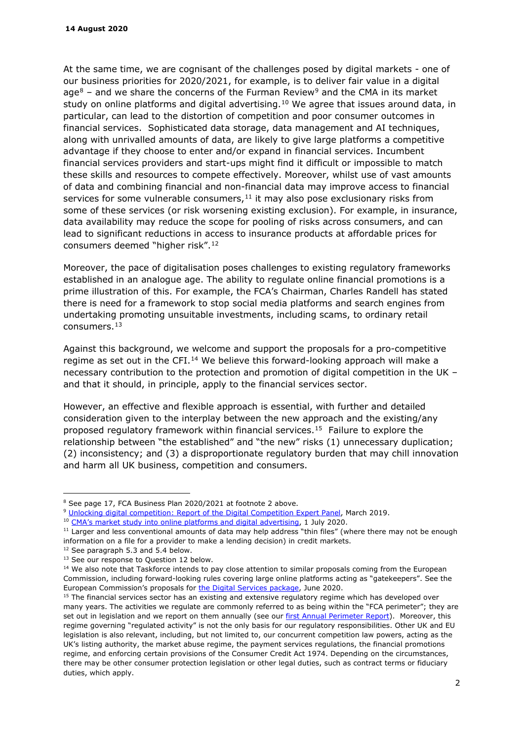**14 August 2020**

At the same time, we are cognisant of the challenges posed by digital markets - one of our business priorities for 2020/2021, for example, is to deliver fair value in a digital age[8] – and we share the concerns of the Furman Review[9] and the CMA in its market study on online platforms and digital advertising.[10] We agree that issues around data, in particular, can lead to the distortion of competition and poor consumer outcomes in financial services. Sophisticated data storage, data management and AI techniques, along with unrivalled amounts of data, are likely to give large platforms a competitive advantage if they choose to enter and/or expand in financial services. Incumbent financial services providers and start-ups might find it difficult or impossible to match these skills and resources to compete effectively. Moreover, whilst use of vast amounts of data and combining financial and non-financial data may improve access to financial services for some vulnerable consumers,[11] it may also pose exclusionary risks from some of these services (or risk worsening existing exclusion). For example, in insurance, data availability may reduce the scope for pooling of risks across consumers, and can lead to significant reductions in access to insurance products at affordable prices for consumers deemed "higher risk".[12]

Moreover, the pace of digitalisation poses challenges to existing regulatory frameworks established in an analogue age. The ability to regulate online financial promotions is a prime illustration of this. For example, the FCA's Chairman, Charles Randell has stated there is need for a framework to stop social media platforms and search engines from undertaking promoting unsuitable investments, including scams, to ordinary retail consumers.[13]

Against this background, we welcome and support the proposals for a pro-competitive regime as set out in the CFI.[14] We believe this forward-looking approach will make a necessary contribution to the protection and promotion of digital competition in the UK – and that it should, in principle, apply to the financial services sector.

However, an effective and flexible approach is essential, with further and detailed consideration given to the interplay between the new approach and the existing/any proposed regulatory framework within financial services.[15] Failure to explore the relationship between "the established" and "the new" risks (1) unnecessary duplication; (2) inconsistency; and (3) a disproportionate regulatory burden that may chill innovation and harm all UK business, competition and consumers.

---

[8] See page 17, FCA Business Plan 2020/2021 at footnote 2 above.

[9] Unlocking digital competition: Report of the Digital Competition Expert Panel, March 2019.

[10] CMA's market study into online platforms and digital advertising, 1 July 2020.

[11] Larger and less conventional amounts of data may help address "thin files" (where there may not be enough information on a file for a provider to make a lending decision) in credit markets.

[12] See paragraph 5.3 and 5.4 below.

[13] See our response to Question 12 below.

[14] We also note that Taskforce intends to pay close attention to similar proposals coming from the European Commission, including forward-looking rules covering large online platforms acting as "gatekeepers". See the European Commission's proposals for the Digital Services package, June 2020.

[15] The financial services sector has an existing and extensive regulatory regime which has developed over many years. The activities we regulate are commonly referred to as being within the "FCA perimeter"; they are set out in legislation and we report on them annually (see our first Annual Perimeter Report). Moreover, this regime governing "regulated activity" is not the only basis for our regulatory responsibilities. Other UK and EU legislation is also relevant, including, but not limited to, our concurrent competition law powers, acting as the UK's listing authority, the market abuse regime, the payment services regulations, the financial promotions regime, and enforcing certain provisions of the Consumer Credit Act 1974. Depending on the circumstances, there may be other consumer protection legislation or other legal duties, such as contract terms or fiduciary duties, which apply.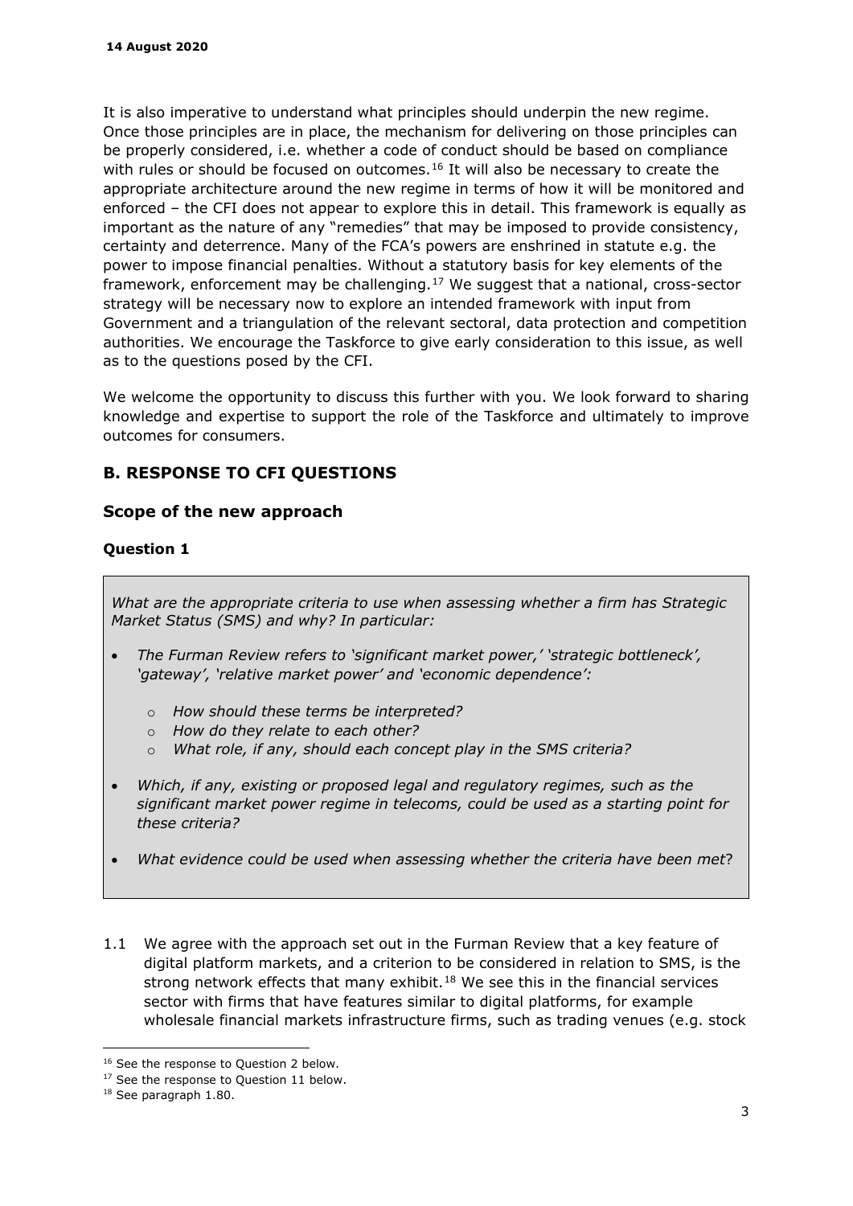It is also imperative to understand what principles should underpin the new regime. Once those principles are in place, the mechanism for delivering on those principles can be properly considered, i.e. whether a code of conduct should be based on compliance with rules or should be focused on outcomes.[16] It will also be necessary to create the appropriate architecture around the new regime in terms of how it will be monitored and enforced – the CFI does not appear to explore this in detail. This framework is equally as important as the nature of any "remedies" that may be imposed to provide consistency, certainty and deterrence. Many of the FCA's powers are enshrined in statute e.g. the power to impose financial penalties. Without a statutory basis for key elements of the framework, enforcement may be challenging.[17] We suggest that a national, cross-sector strategy will be necessary now to explore an intended framework with input from Government and a triangulation of the relevant sectoral, data protection and competition authorities. We encourage the Taskforce to give early consideration to this issue, as well as to the questions posed by the CFI.

We welcome the opportunity to discuss this further with you. We look forward to sharing knowledge and expertise to support the role of the Taskforce and ultimately to improve outcomes for consumers.

## B. RESPONSE TO CFI QUESTIONS

### Scope of the new approach

#### Question 1

*What are the appropriate criteria to use when assessing whether a firm has Strategic Market Status (SMS) and why? In particular:*

- *The Furman Review refers to 'significant market power,' 'strategic bottleneck', 'gateway', 'relative market power' and 'economic dependence':*
  - *How should these terms be interpreted?*
  - *How do they relate to each other?*
  - *What role, if any, should each concept play in the SMS criteria?*
- *Which, if any, existing or proposed legal and regulatory regimes, such as the significant market power regime in telecoms, could be used as a starting point for these criteria?*
- *What evidence could be used when assessing whether the criteria have been met?*

1.1 We agree with the approach set out in the Furman Review that a key feature of digital platform markets, and a criterion to be considered in relation to SMS, is the strong network effects that many exhibit.[18] We see this in the financial services sector with firms that have features similar to digital platforms, for example wholesale financial markets infrastructure firms, such as trading venues (e.g. stock

---

[16] See the response to Question 2 below.

[17] See the response to Question 11 below.

[18] See paragraph 1.80.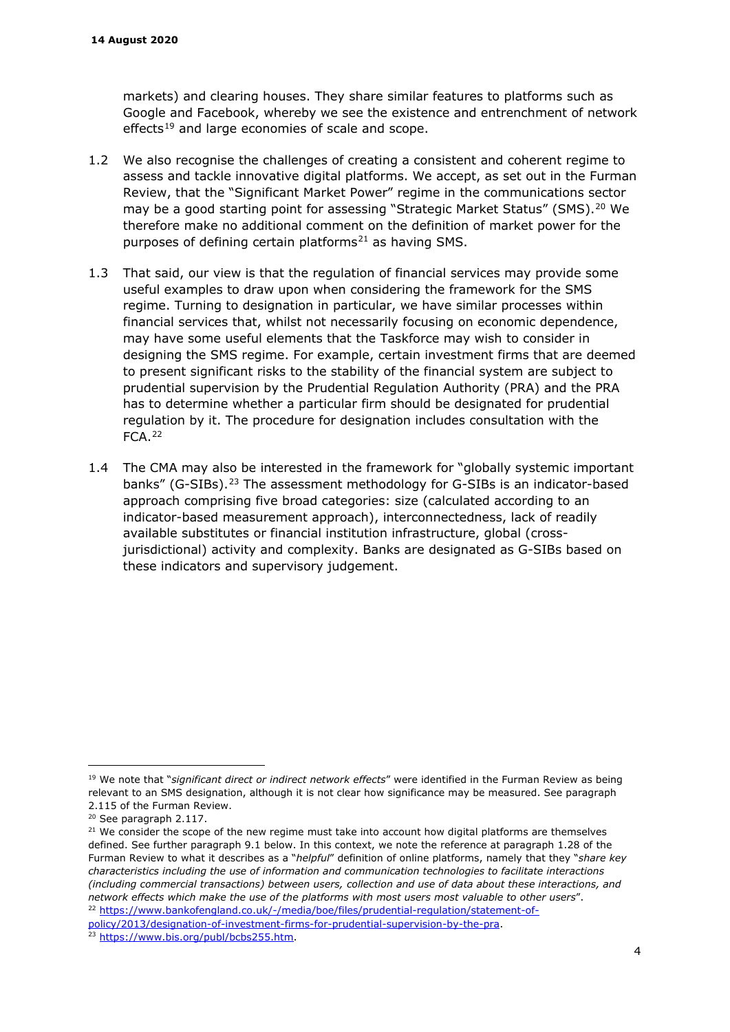markets) and clearing houses. They share similar features to platforms such as Google and Facebook, whereby we see the existence and entrenchment of network effects[19] and large economies of scale and scope.

1.2 We also recognise the challenges of creating a consistent and coherent regime to assess and tackle innovative digital platforms. We accept, as set out in the Furman Review, that the "Significant Market Power" regime in the communications sector may be a good starting point for assessing "Strategic Market Status" (SMS).[20] We therefore make no additional comment on the definition of market power for the purposes of defining certain platforms[21] as having SMS.

1.3 That said, our view is that the regulation of financial services may provide some useful examples to draw upon when considering the framework for the SMS regime. Turning to designation in particular, we have similar processes within financial services that, whilst not necessarily focusing on economic dependence, may have some useful elements that the Taskforce may wish to consider in designing the SMS regime. For example, certain investment firms that are deemed to present significant risks to the stability of the financial system are subject to prudential supervision by the Prudential Regulation Authority (PRA) and the PRA has to determine whether a particular firm should be designated for prudential regulation by it. The procedure for designation includes consultation with the FCA.[22]

1.4 The CMA may also be interested in the framework for "globally systemic important banks" (G-SIBs).[23] The assessment methodology for G-SIBs is an indicator-based approach comprising five broad categories: size (calculated according to an indicator-based measurement approach), interconnectedness, lack of readily available substitutes or financial institution infrastructure, global (cross-jurisdictional) activity and complexity. Banks are designated as G-SIBs based on these indicators and supervisory judgement.

---

[19] We note that "*significant direct or indirect network effects*" were identified in the Furman Review as being relevant to an SMS designation, although it is not clear how significance may be measured. See paragraph 2.115 of the Furman Review.

[20] See paragraph 2.117.

[21] We consider the scope of the new regime must take into account how digital platforms are themselves defined. See further paragraph 9.1 below. In this context, we note the reference at paragraph 1.28 of the Furman Review to what it describes as a "*helpful*" definition of online platforms, namely that they "*share key characteristics including the use of information and communication technologies to facilitate interactions (including commercial transactions) between users, collection and use of data about these interactions, and network effects which make the use of the platforms with most users most valuable to other users*".

[22] https://www.bankofengland.co.uk/-/media/boe/files/prudential-regulation/statement-of-policy/2013/designation-of-investment-firms-for-prudential-supervision-by-the-pra.

[23] https://www.bis.org/publ/bcbs255.htm.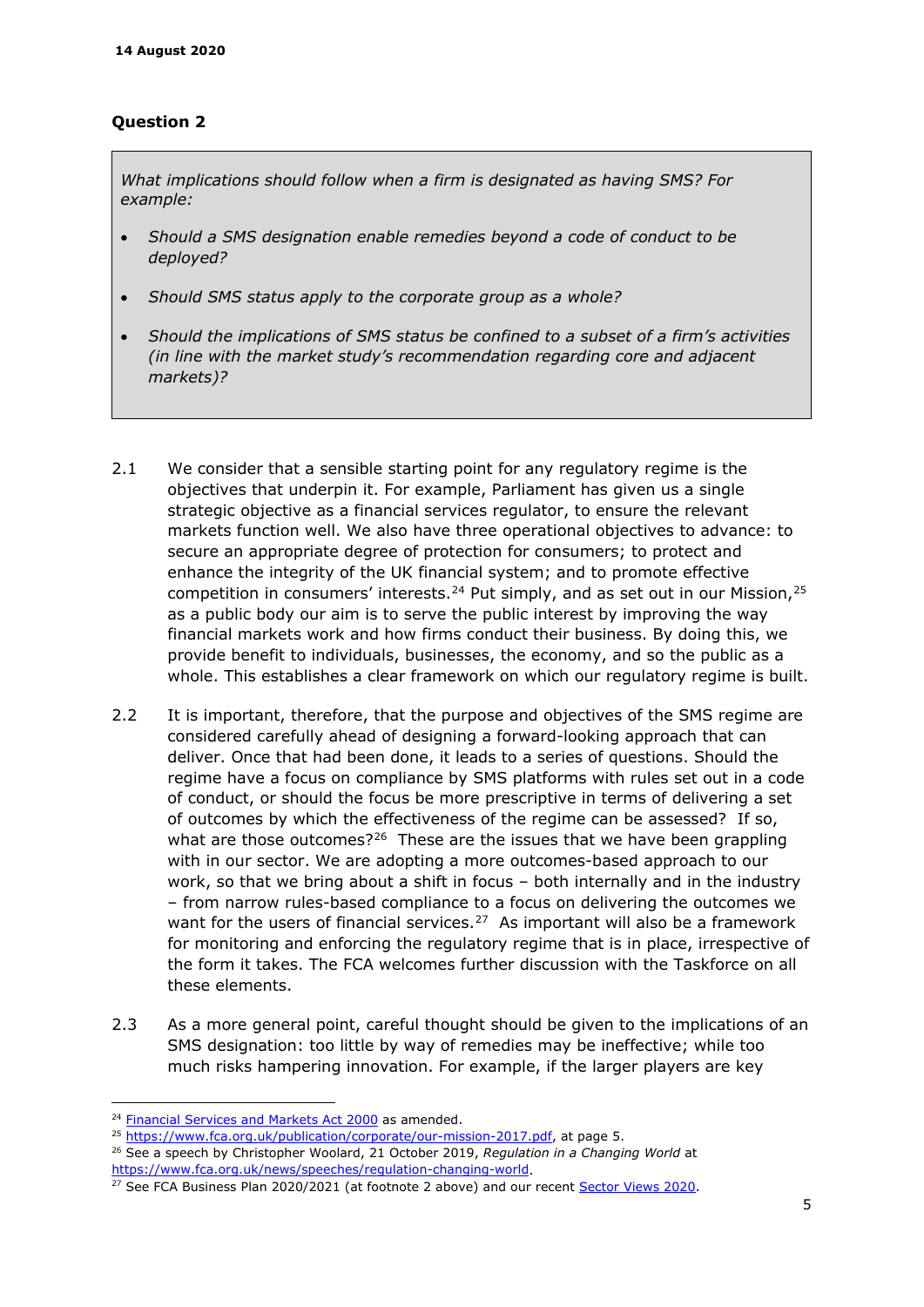### Question 2

*What implications should follow when a firm is designated as having SMS? For example:*

- *Should a SMS designation enable remedies beyond a code of conduct to be deployed?*
- *Should SMS status apply to the corporate group as a whole?*
- *Should the implications of SMS status be confined to a subset of a firm's activities (in line with the market study's recommendation regarding core and adjacent markets)?*

2.1 We consider that a sensible starting point for any regulatory regime is the objectives that underpin it. For example, Parliament has given us a single strategic objective as a financial services regulator, to ensure the relevant markets function well. We also have three operational objectives to advance: to secure an appropriate degree of protection for consumers; to protect and enhance the integrity of the UK financial system; and to promote effective competition in consumers' interests.[24] Put simply, and as set out in our Mission,[25] as a public body our aim is to serve the public interest by improving the way financial markets work and how firms conduct their business. By doing this, we provide benefit to individuals, businesses, the economy, and so the public as a whole. This establishes a clear framework on which our regulatory regime is built.

2.2 It is important, therefore, that the purpose and objectives of the SMS regime are considered carefully ahead of designing a forward-looking approach that can deliver. Once that had been done, it leads to a series of questions. Should the regime have a focus on compliance by SMS platforms with rules set out in a code of conduct, or should the focus be more prescriptive in terms of delivering a set of outcomes by which the effectiveness of the regime can be assessed? If so, what are those outcomes?[26] These are the issues that we have been grappling with in our sector. We are adopting a more outcomes-based approach to our work, so that we bring about a shift in focus – both internally and in the industry – from narrow rules-based compliance to a focus on delivering the outcomes we want for the users of financial services.[27] As important will also be a framework for monitoring and enforcing the regulatory regime that is in place, irrespective of the form it takes. The FCA welcomes further discussion with the Taskforce on all these elements.

2.3 As a more general point, careful thought should be given to the implications of an SMS designation: too little by way of remedies may be ineffective; while too much risks hampering innovation. For example, if the larger players are key

---

[24] Financial Services and Markets Act 2000 as amended.

[25] https://www.fca.org.uk/publication/corporate/our-mission-2017.pdf, at page 5.

[26] See a speech by Christopher Woolard, 21 October 2019, *Regulation in a Changing World* at https://www.fca.org.uk/news/speeches/regulation-changing-world.

[27] See FCA Business Plan 2020/2021 (at footnote 2 above) and our recent Sector Views 2020.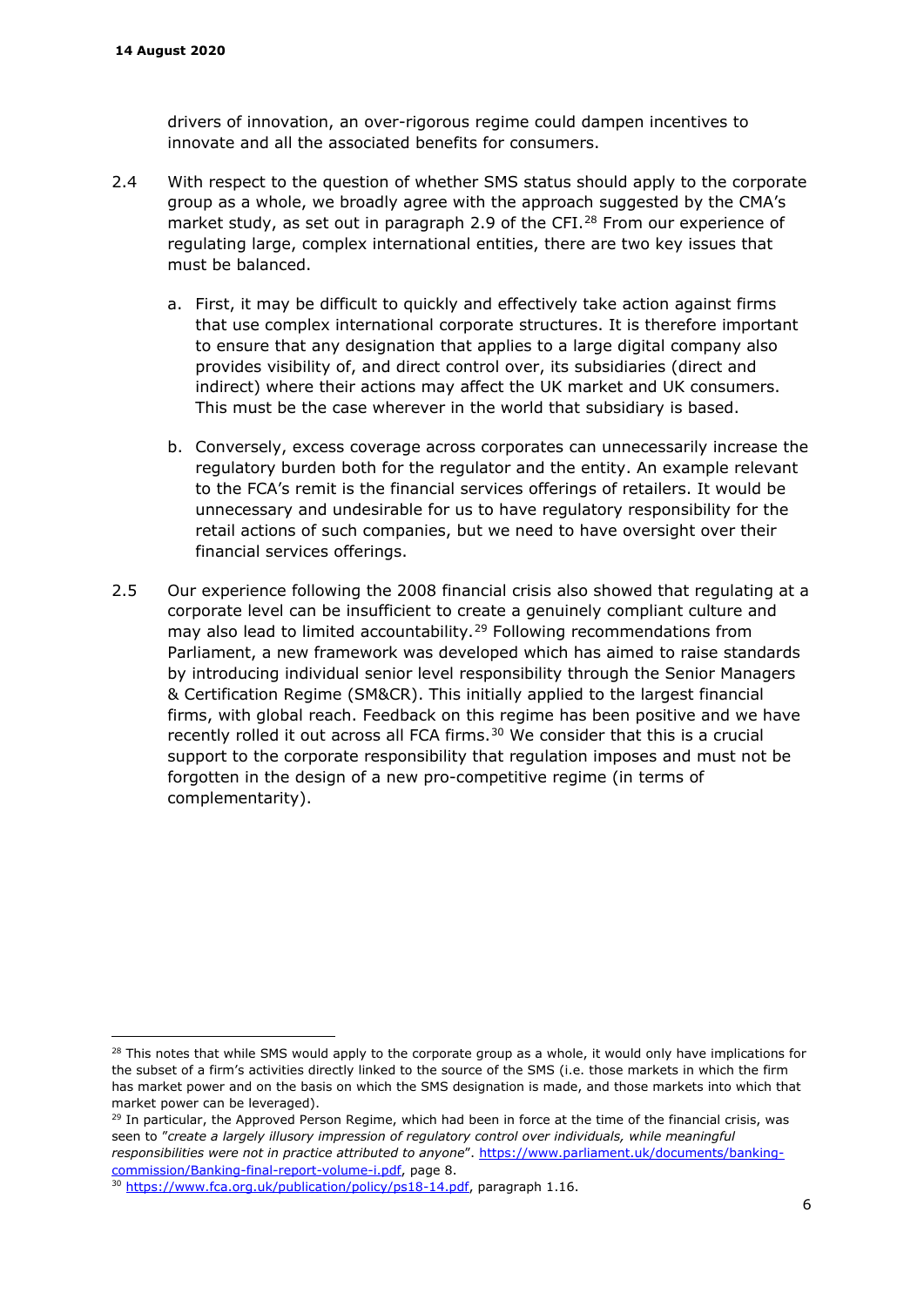drivers of innovation, an over-rigorous regime could dampen incentives to innovate and all the associated benefits for consumers.

2.4 With respect to the question of whether SMS status should apply to the corporate group as a whole, we broadly agree with the approach suggested by the CMA's market study, as set out in paragraph 2.9 of the CFI.[28] From our experience of regulating large, complex international entities, there are two key issues that must be balanced.

a. First, it may be difficult to quickly and effectively take action against firms that use complex international corporate structures. It is therefore important to ensure that any designation that applies to a large digital company also provides visibility of, and direct control over, its subsidiaries (direct and indirect) where their actions may affect the UK market and UK consumers. This must be the case wherever in the world that subsidiary is based.

b. Conversely, excess coverage across corporates can unnecessarily increase the regulatory burden both for the regulator and the entity. An example relevant to the FCA's remit is the financial services offerings of retailers. It would be unnecessary and undesirable for us to have regulatory responsibility for the retail actions of such companies, but we need to have oversight over their financial services offerings.

2.5 Our experience following the 2008 financial crisis also showed that regulating at a corporate level can be insufficient to create a genuinely compliant culture and may also lead to limited accountability.[29] Following recommendations from Parliament, a new framework was developed which has aimed to raise standards by introducing individual senior level responsibility through the Senior Managers & Certification Regime (SM&CR). This initially applied to the largest financial firms, with global reach. Feedback on this regime has been positive and we have recently rolled it out across all FCA firms.[30] We consider that this is a crucial support to the corporate responsibility that regulation imposes and must not be forgotten in the design of a new pro-competitive regime (in terms of complementarity).

---

[28] This notes that while SMS would apply to the corporate group as a whole, it would only have implications for the subset of a firm's activities directly linked to the source of the SMS (i.e. those markets in which the firm has market power and on the basis on which the SMS designation is made, and those markets into which that market power can be leveraged).

[29] In particular, the Approved Person Regime, which had been in force at the time of the financial crisis, was seen to "*create a largely illusory impression of regulatory control over individuals, while meaningful responsibilities were not in practice attributed to anyone*". https://www.parliament.uk/documents/banking-commission/Banking-final-report-volume-i.pdf, page 8.

[30] https://www.fca.org.uk/publication/policy/ps18-14.pdf, paragraph 1.16.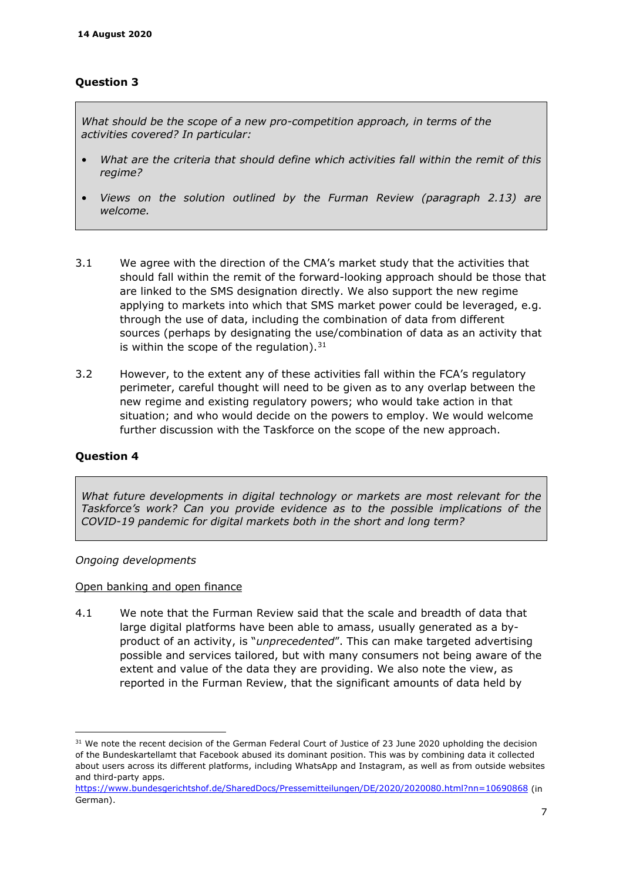## Question 3

*What should be the scope of a new pro-competition approach, in terms of the activities covered? In particular:*

- *What are the criteria that should define which activities fall within the remit of this regime?*
- *Views on the solution outlined by the Furman Review (paragraph 2.13) are welcome.*

3.1 We agree with the direction of the CMA's market study that the activities that should fall within the remit of the forward-looking approach should be those that are linked to the SMS designation directly. We also support the new regime applying to markets into which that SMS market power could be leveraged, e.g. through the use of data, including the combination of data from different sources (perhaps by designating the use/combination of data as an activity that is within the scope of the regulation).[31]

3.2 However, to the extent any of these activities fall within the FCA's regulatory perimeter, careful thought will need to be given as to any overlap between the new regime and existing regulatory powers; who would take action in that situation; and who would decide on the powers to employ. We would welcome further discussion with the Taskforce on the scope of the new approach.

## Question 4

*What future developments in digital technology or markets are most relevant for the Taskforce's work? Can you provide evidence as to the possible implications of the COVID-19 pandemic for digital markets both in the short and long term?*

*Ongoing developments*

Open banking and open finance

4.1 We note that the Furman Review said that the scale and breadth of data that large digital platforms have been able to amass, usually generated as a by-product of an activity, is "*unprecedented*". This can make targeted advertising possible and services tailored, but with many consumers not being aware of the extent and value of the data they are providing. We also note the view, as reported in the Furman Review, that the significant amounts of data held by

[31] We note the recent decision of the German Federal Court of Justice of 23 June 2020 upholding the decision of the Bundeskartellamt that Facebook abused its dominant position. This was by combining data it collected about users across its different platforms, including WhatsApp and Instagram, as well as from outside websites and third-party apps. https://www.bundesgerichtshof.de/SharedDocs/Pressemitteilungen/DE/2020/2020080.html?nn=10690868 (in German).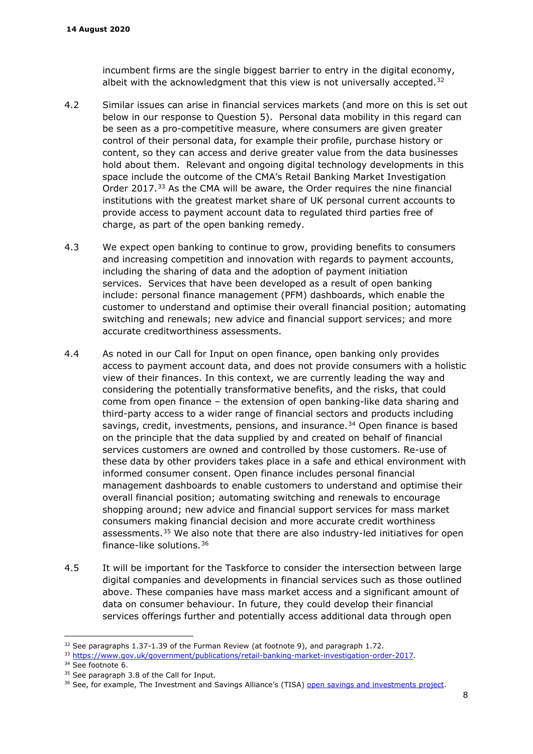incumbent firms are the single biggest barrier to entry in the digital economy, albeit with the acknowledgment that this view is not universally accepted.[32]

4.2 Similar issues can arise in financial services markets (and more on this is set out below in our response to Question 5). Personal data mobility in this regard can be seen as a pro-competitive measure, where consumers are given greater control of their personal data, for example their profile, purchase history or content, so they can access and derive greater value from the data businesses hold about them. Relevant and ongoing digital technology developments in this space include the outcome of the CMA's Retail Banking Market Investigation Order 2017.[33] As the CMA will be aware, the Order requires the nine financial institutions with the greatest market share of UK personal current accounts to provide access to payment account data to regulated third parties free of charge, as part of the open banking remedy.

4.3 We expect open banking to continue to grow, providing benefits to consumers and increasing competition and innovation with regards to payment accounts, including the sharing of data and the adoption of payment initiation services. Services that have been developed as a result of open banking include: personal finance management (PFM) dashboards, which enable the customer to understand and optimise their overall financial position; automating switching and renewals; new advice and financial support services; and more accurate creditworthiness assessments.

4.4 As noted in our Call for Input on open finance, open banking only provides access to payment account data, and does not provide consumers with a holistic view of their finances. In this context, we are currently leading the way and considering the potentially transformative benefits, and the risks, that could come from open finance – the extension of open banking-like data sharing and third-party access to a wider range of financial sectors and products including savings, credit, investments, pensions, and insurance.[34] Open finance is based on the principle that the data supplied by and created on behalf of financial services customers are owned and controlled by those customers. Re-use of these data by other providers takes place in a safe and ethical environment with informed consumer consent. Open finance includes personal financial management dashboards to enable customers to understand and optimise their overall financial position; automating switching and renewals to encourage shopping around; new advice and financial support services for mass market consumers making financial decision and more accurate credit worthiness assessments.[35] We also note that there are also industry-led initiatives for open finance-like solutions.[36]

4.5 It will be important for the Taskforce to consider the intersection between large digital companies and developments in financial services such as those outlined above. These companies have mass market access and a significant amount of data on consumer behaviour. In future, they could develop their financial services offerings further and potentially access additional data through open

---

[32] See paragraphs 1.37-1.39 of the Furman Review (at footnote 9), and paragraph 1.72.

[33] https://www.gov.uk/government/publications/retail-banking-market-investigation-order-2017.

[34] See footnote 6.

[35] See paragraph 3.8 of the Call for Input.

[36] See, for example, The Investment and Savings Alliance's (TISA) open savings and investments project.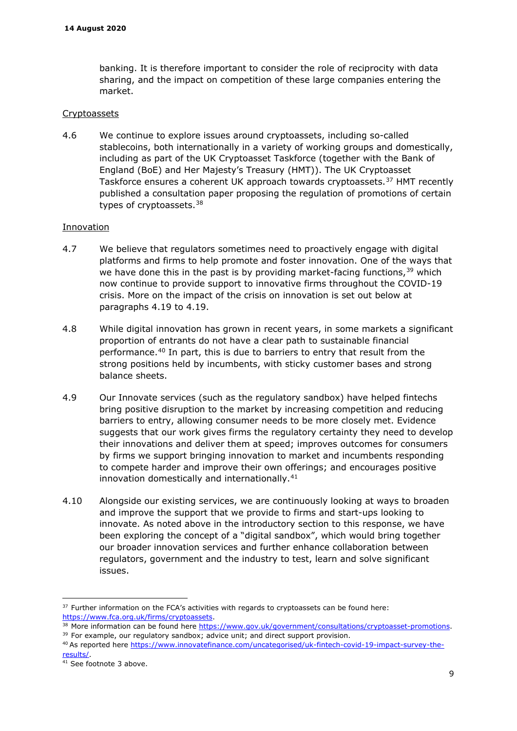banking. It is therefore important to consider the role of reciprocity with data sharing, and the impact on competition of these large companies entering the market.

Cryptoassets

4.6 We continue to explore issues around cryptoassets, including so-called stablecoins, both internationally in a variety of working groups and domestically, including as part of the UK Cryptoasset Taskforce (together with the Bank of England (BoE) and Her Majesty's Treasury (HMT)). The UK Cryptoasset Taskforce ensures a coherent UK approach towards cryptoassets.[37] HMT recently published a consultation paper proposing the regulation of promotions of certain types of cryptoassets.[38]

Innovation

4.7 We believe that regulators sometimes need to proactively engage with digital platforms and firms to help promote and foster innovation. One of the ways that we have done this in the past is by providing market-facing functions,[39] which now continue to provide support to innovative firms throughout the COVID-19 crisis. More on the impact of the crisis on innovation is set out below at paragraphs 4.19 to 4.19.

4.8 While digital innovation has grown in recent years, in some markets a significant proportion of entrants do not have a clear path to sustainable financial performance.[40] In part, this is due to barriers to entry that result from the strong positions held by incumbents, with sticky customer bases and strong balance sheets.

4.9 Our Innovate services (such as the regulatory sandbox) have helped fintechs bring positive disruption to the market by increasing competition and reducing barriers to entry, allowing consumer needs to be more closely met. Evidence suggests that our work gives firms the regulatory certainty they need to develop their innovations and deliver them at speed; improves outcomes for consumers by firms we support bringing innovation to market and incumbents responding to compete harder and improve their own offerings; and encourages positive innovation domestically and internationally.[41]

4.10 Alongside our existing services, we are continuously looking at ways to broaden and improve the support that we provide to firms and start-ups looking to innovate. As noted above in the introductory section to this response, we have been exploring the concept of a "digital sandbox", which would bring together our broader innovation services and further enhance collaboration between regulators, government and the industry to test, learn and solve significant issues.

---

[37] Further information on the FCA's activities with regards to cryptoassets can be found here: https://www.fca.org.uk/firms/cryptoassets.

[38] More information can be found here https://www.gov.uk/government/consultations/cryptoasset-promotions.

[39] For example, our regulatory sandbox; advice unit; and direct support provision.

[40] As reported here https://www.innovatefinance.com/uncategorised/uk-fintech-covid-19-impact-survey-the-results/.

[41] See footnote 3 above.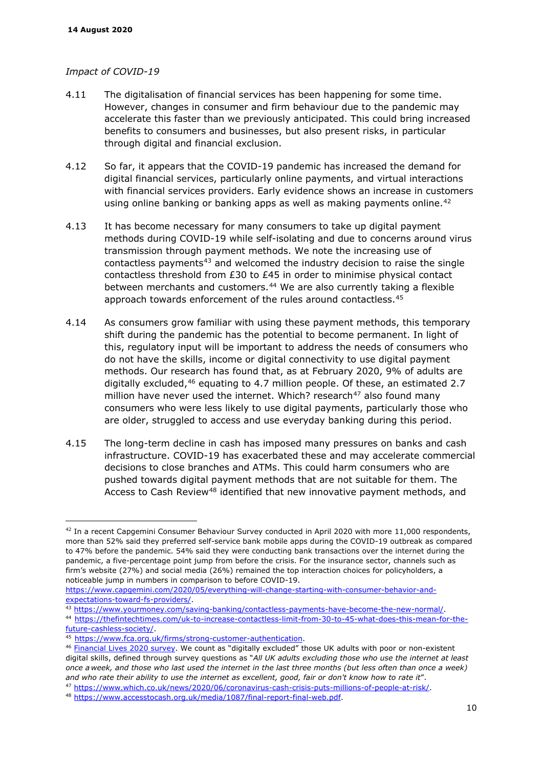*Impact of COVID-19*

4.11 The digitalisation of financial services has been happening for some time. However, changes in consumer and firm behaviour due to the pandemic may accelerate this faster than we previously anticipated. This could bring increased benefits to consumers and businesses, but also present risks, in particular through digital and financial exclusion.

4.12 So far, it appears that the COVID-19 pandemic has increased the demand for digital financial services, particularly online payments, and virtual interactions with financial services providers. Early evidence shows an increase in customers using online banking or banking apps as well as making payments online.[42]

4.13 It has become necessary for many consumers to take up digital payment methods during COVID-19 while self-isolating and due to concerns around virus transmission through payment methods. We note the increasing use of contactless payments[43] and welcomed the industry decision to raise the single contactless threshold from £30 to £45 in order to minimise physical contact between merchants and customers.[44] We are also currently taking a flexible approach towards enforcement of the rules around contactless.[45]

4.14 As consumers grow familiar with using these payment methods, this temporary shift during the pandemic has the potential to become permanent. In light of this, regulatory input will be important to address the needs of consumers who do not have the skills, income or digital connectivity to use digital payment methods. Our research has found that, as at February 2020, 9% of adults are digitally excluded,[46] equating to 4.7 million people. Of these, an estimated 2.7 million have never used the internet. Which? research[47] also found many consumers who were less likely to use digital payments, particularly those who are older, struggled to access and use everyday banking during this period.

4.15 The long-term decline in cash has imposed many pressures on banks and cash infrastructure. COVID-19 has exacerbated these and may accelerate commercial decisions to close branches and ATMs. This could harm consumers who are pushed towards digital payment methods that are not suitable for them. The Access to Cash Review[48] identified that new innovative payment methods, and

---

[42] In a recent Capgemini Consumer Behaviour Survey conducted in April 2020 with more 11,000 respondents, more than 52% said they preferred self-service bank mobile apps during the COVID-19 outbreak as compared to 47% before the pandemic. 54% said they were conducting bank transactions over the internet during the pandemic, a five-percentage point jump from before the crisis. For the insurance sector, channels such as firm's website (27%) and social media (26%) remained the top interaction choices for policyholders, a noticeable jump in numbers in comparison to before COVID-19. https://www.capgemini.com/2020/05/everything-will-change-starting-with-consumer-behavior-and-expectations-toward-fs-providers/.

[43] https://www.yourmoney.com/saving-banking/contactless-payments-have-become-the-new-normal/.

[44] https://thefintechtimes.com/uk-to-increase-contactless-limit-from-30-to-45-what-does-this-mean-for-the-future-cashless-society/.

[45] https://www.fca.org.uk/firms/strong-customer-authentication.

[46] Financial Lives 2020 survey. We count as "digitally excluded" those UK adults with poor or non-existent digital skills, defined through survey questions as "*All UK adults excluding those who use the internet at least once a week, and those who last used the internet in the last three months (but less often than once a week) and who rate their ability to use the internet as excellent, good, fair or don't know how to rate it*".

[47] https://www.which.co.uk/news/2020/06/coronavirus-cash-crisis-puts-millions-of-people-at-risk/.

[48] https://www.accesstocash.org.uk/media/1087/final-report-final-web.pdf.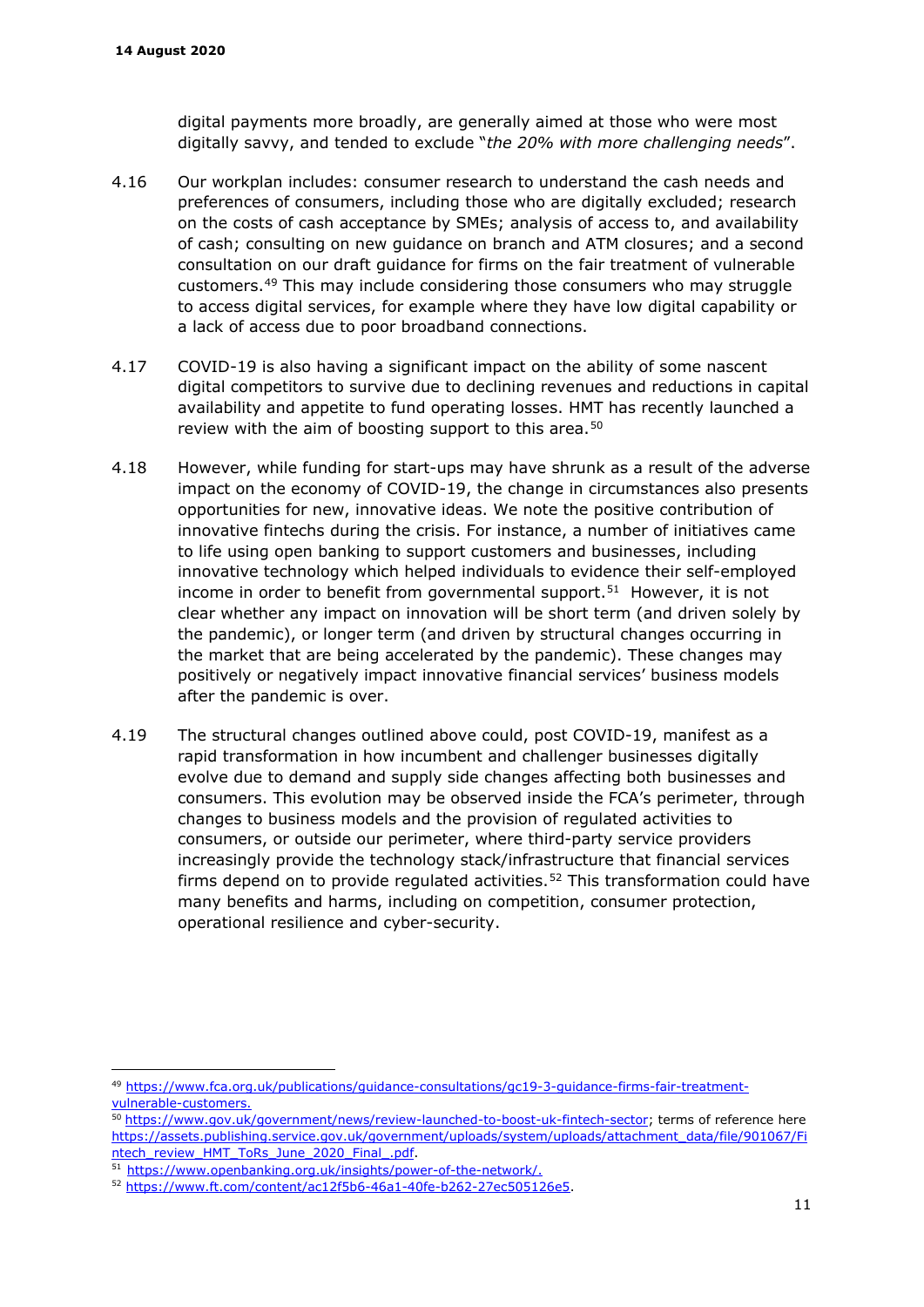digital payments more broadly, are generally aimed at those who were most digitally savvy, and tended to exclude "*the 20% with more challenging needs*".

4.16 Our workplan includes: consumer research to understand the cash needs and preferences of consumers, including those who are digitally excluded; research on the costs of cash acceptance by SMEs; analysis of access to, and availability of cash; consulting on new guidance on branch and ATM closures; and a second consultation on our draft guidance for firms on the fair treatment of vulnerable customers.[49] This may include considering those consumers who may struggle to access digital services, for example where they have low digital capability or a lack of access due to poor broadband connections.

4.17 COVID-19 is also having a significant impact on the ability of some nascent digital competitors to survive due to declining revenues and reductions in capital availability and appetite to fund operating losses. HMT has recently launched a review with the aim of boosting support to this area.[50]

4.18 However, while funding for start-ups may have shrunk as a result of the adverse impact on the economy of COVID-19, the change in circumstances also presents opportunities for new, innovative ideas. We note the positive contribution of innovative fintechs during the crisis. For instance, a number of initiatives came to life using open banking to support customers and businesses, including innovative technology which helped individuals to evidence their self-employed income in order to benefit from governmental support.[51] However, it is not clear whether any impact on innovation will be short term (and driven solely by the pandemic), or longer term (and driven by structural changes occurring in the market that are being accelerated by the pandemic). These changes may positively or negatively impact innovative financial services' business models after the pandemic is over.

4.19 The structural changes outlined above could, post COVID-19, manifest as a rapid transformation in how incumbent and challenger businesses digitally evolve due to demand and supply side changes affecting both businesses and consumers. This evolution may be observed inside the FCA's perimeter, through changes to business models and the provision of regulated activities to consumers, or outside our perimeter, where third-party service providers increasingly provide the technology stack/infrastructure that financial services firms depend on to provide regulated activities.[52] This transformation could have many benefits and harms, including on competition, consumer protection, operational resilience and cyber-security.

---

[49] https://www.fca.org.uk/publications/guidance-consultations/gc19-3-guidance-firms-fair-treatment-vulnerable-customers.

[50] https://www.gov.uk/government/news/review-launched-to-boost-uk-fintech-sector; terms of reference here https://assets.publishing.service.gov.uk/government/uploads/system/uploads/attachment_data/file/901067/Fintech_review_HMT_ToRs_June_2020_Final_.pdf.

[51] https://www.openbanking.org.uk/insights/power-of-the-network/.

[52] https://www.ft.com/content/ac12f5b6-46a1-40fe-b262-27ec505126e5.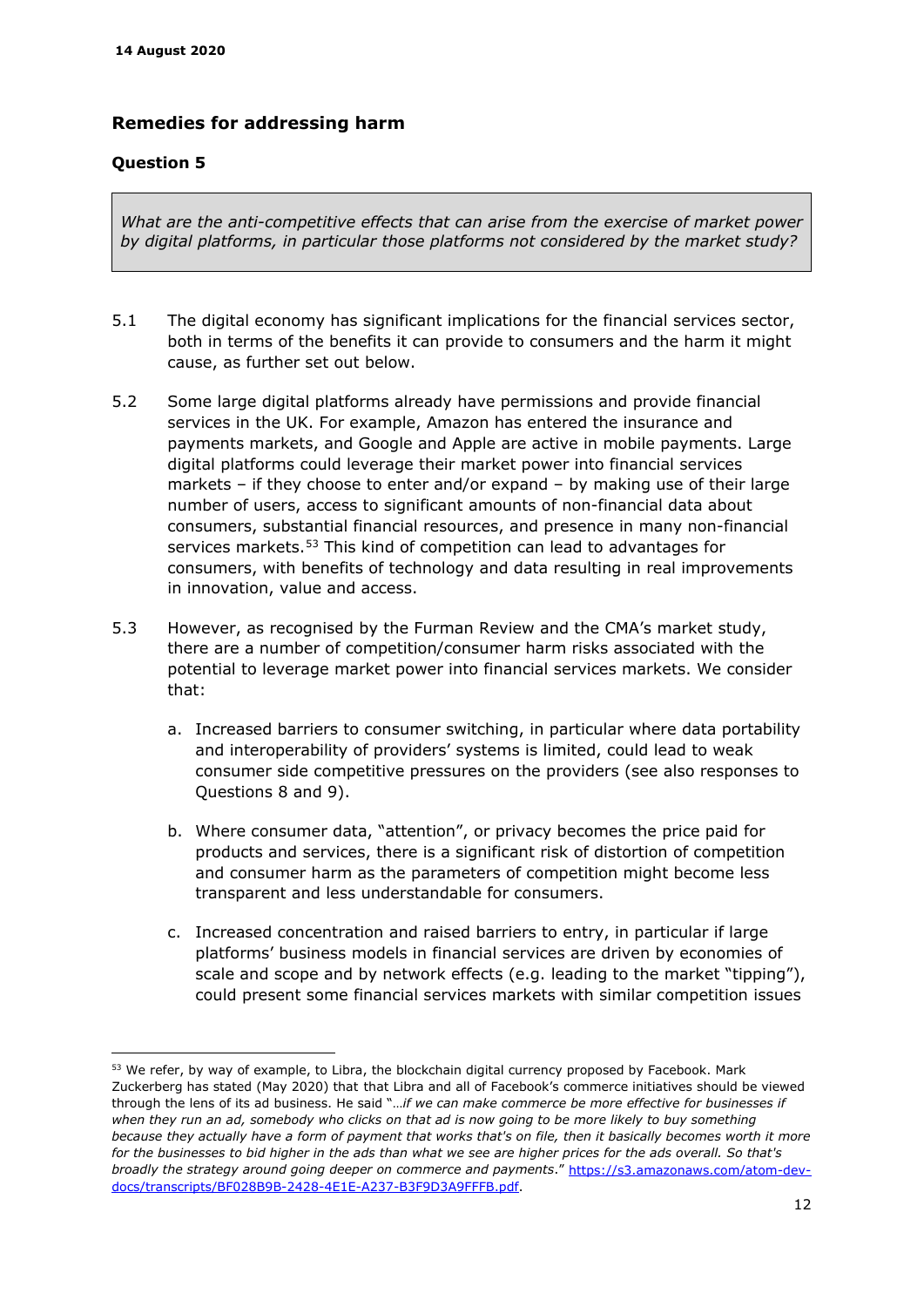## Remedies for addressing harm

### Question 5

> *What are the anti-competitive effects that can arise from the exercise of market power by digital platforms, in particular those platforms not considered by the market study?*

5.1 The digital economy has significant implications for the financial services sector, both in terms of the benefits it can provide to consumers and the harm it might cause, as further set out below.

5.2 Some large digital platforms already have permissions and provide financial services in the UK. For example, Amazon has entered the insurance and payments markets, and Google and Apple are active in mobile payments. Large digital platforms could leverage their market power into financial services markets – if they choose to enter and/or expand – by making use of their large number of users, access to significant amounts of non-financial data about consumers, substantial financial resources, and presence in many non-financial services markets.[53] This kind of competition can lead to advantages for consumers, with benefits of technology and data resulting in real improvements in innovation, value and access.

5.3 However, as recognised by the Furman Review and the CMA's market study, there are a number of competition/consumer harm risks associated with the potential to leverage market power into financial services markets. We consider that:

   a. Increased barriers to consumer switching, in particular where data portability and interoperability of providers' systems is limited, could lead to weak consumer side competitive pressures on the providers (see also responses to Questions 8 and 9).

   b. Where consumer data, "attention", or privacy becomes the price paid for products and services, there is a significant risk of distortion of competition and consumer harm as the parameters of competition might become less transparent and less understandable for consumers.

   c. Increased concentration and raised barriers to entry, in particular if large platforms' business models in financial services are driven by economies of scale and scope and by network effects (e.g. leading to the market "tipping"), could present some financial services markets with similar competition issues

---

[53] We refer, by way of example, to Libra, the blockchain digital currency proposed by Facebook. Mark Zuckerberg has stated (May 2020) that that Libra and all of Facebook's commerce initiatives should be viewed through the lens of its ad business. He said "*…if we can make commerce be more effective for businesses if when they run an ad, somebody who clicks on that ad is now going to be more likely to buy something because they actually have a form of payment that works that's on file, then it basically becomes worth it more for the businesses to bid higher in the ads than what we see are higher prices for the ads overall. So that's broadly the strategy around going deeper on commerce and payments*." https://s3.amazonaws.com/atom-dev-docs/transcripts/BF028B9B-2428-4E1E-A237-B3F9D3A9FFFB.pdf.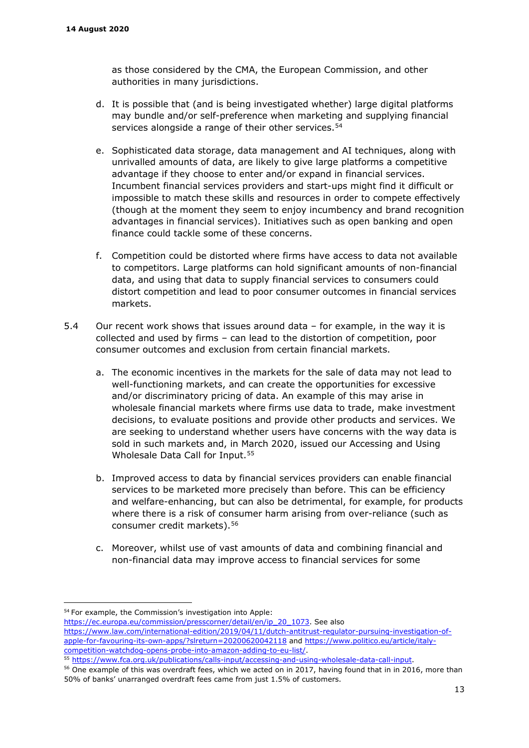as those considered by the CMA, the European Commission, and other authorities in many jurisdictions.

d. It is possible that (and is being investigated whether) large digital platforms may bundle and/or self-preference when marketing and supplying financial services alongside a range of their other services.[54]

e. Sophisticated data storage, data management and AI techniques, along with unrivalled amounts of data, are likely to give large platforms a competitive advantage if they choose to enter and/or expand in financial services. Incumbent financial services providers and start-ups might find it difficult or impossible to match these skills and resources in order to compete effectively (though at the moment they seem to enjoy incumbency and brand recognition advantages in financial services). Initiatives such as open banking and open finance could tackle some of these concerns.

f. Competition could be distorted where firms have access to data not available to competitors. Large platforms can hold significant amounts of non-financial data, and using that data to supply financial services to consumers could distort competition and lead to poor consumer outcomes in financial services markets.

5.4 Our recent work shows that issues around data – for example, in the way it is collected and used by firms – can lead to the distortion of competition, poor consumer outcomes and exclusion from certain financial markets.

a. The economic incentives in the markets for the sale of data may not lead to well-functioning markets, and can create the opportunities for excessive and/or discriminatory pricing of data. An example of this may arise in wholesale financial markets where firms use data to trade, make investment decisions, to evaluate positions and provide other products and services. We are seeking to understand whether users have concerns with the way data is sold in such markets and, in March 2020, issued our Accessing and Using Wholesale Data Call for Input.[55]

b. Improved access to data by financial services providers can enable financial services to be marketed more precisely than before. This can be efficiency and welfare-enhancing, but can also be detrimental, for example, for products where there is a risk of consumer harm arising from over-reliance (such as consumer credit markets).[56]

c. Moreover, whilst use of vast amounts of data and combining financial and non-financial data may improve access to financial services for some

---

[54] For example, the Commission's investigation into Apple: https://ec.europa.eu/commission/presscorner/detail/en/ip_20_1073. See also https://www.law.com/international-edition/2019/04/11/dutch-antitrust-regulator-pursuing-investigation-of-apple-for-favouring-its-own-apps/?slreturn=20200620042118 and https://www.politico.eu/article/italy-competition-watchdog-opens-probe-into-amazon-adding-to-eu-list/.

[55] https://www.fca.org.uk/publications/calls-input/accessing-and-using-wholesale-data-call-input.

[56] One example of this was overdraft fees, which we acted on in 2017, having found that in in 2016, more than 50% of banks' unarranged overdraft fees came from just 1.5% of customers.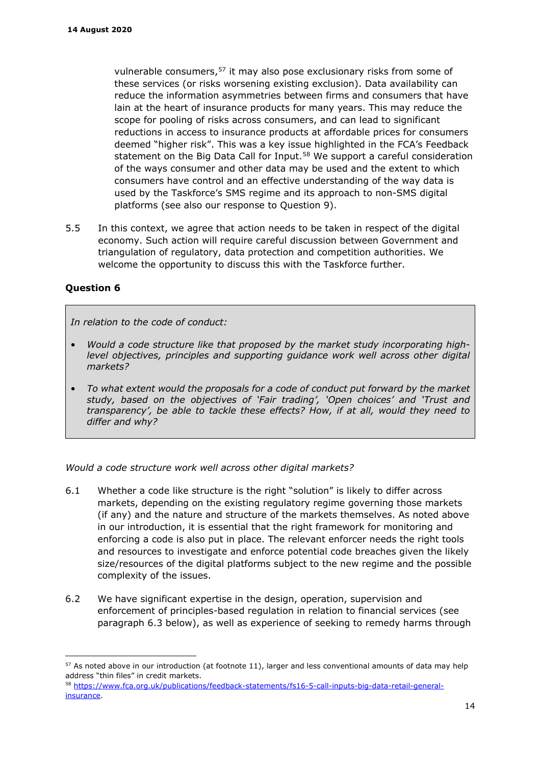vulnerable consumers,[57] it may also pose exclusionary risks from some of these services (or risks worsening existing exclusion). Data availability can reduce the information asymmetries between firms and consumers that have lain at the heart of insurance products for many years. This may reduce the scope for pooling of risks across consumers, and can lead to significant reductions in access to insurance products at affordable prices for consumers deemed "higher risk". This was a key issue highlighted in the FCA's Feedback statement on the Big Data Call for Input.[58] We support a careful consideration of the ways consumer and other data may be used and the extent to which consumers have control and an effective understanding of the way data is used by the Taskforce's SMS regime and its approach to non-SMS digital platforms (see also our response to Question 9).

5.5 In this context, we agree that action needs to be taken in respect of the digital economy. Such action will require careful discussion between Government and triangulation of regulatory, data protection and competition authorities. We welcome the opportunity to discuss this with the Taskforce further.

**Question 6**

> *In relation to the code of conduct:*
>
> - *Would a code structure like that proposed by the market study incorporating high-level objectives, principles and supporting guidance work well across other digital markets?*
> - *To what extent would the proposals for a code of conduct put forward by the market study, based on the objectives of 'Fair trading', 'Open choices' and 'Trust and transparency', be able to tackle these effects? How, if at all, would they need to differ and why?*

*Would a code structure work well across other digital markets?*

6.1 Whether a code like structure is the right "solution" is likely to differ across markets, depending on the existing regulatory regime governing those markets (if any) and the nature and structure of the markets themselves. As noted above in our introduction, it is essential that the right framework for monitoring and enforcing a code is also put in place. The relevant enforcer needs the right tools and resources to investigate and enforce potential code breaches given the likely size/resources of the digital platforms subject to the new regime and the possible complexity of the issues.

6.2 We have significant expertise in the design, operation, supervision and enforcement of principles-based regulation in relation to financial services (see paragraph 6.3 below), as well as experience of seeking to remedy harms through

---

[57] As noted above in our introduction (at footnote 11), larger and less conventional amounts of data may help address "thin files" in credit markets.

[58] https://www.fca.org.uk/publications/feedback-statements/fs16-5-call-inputs-big-data-retail-general-insurance.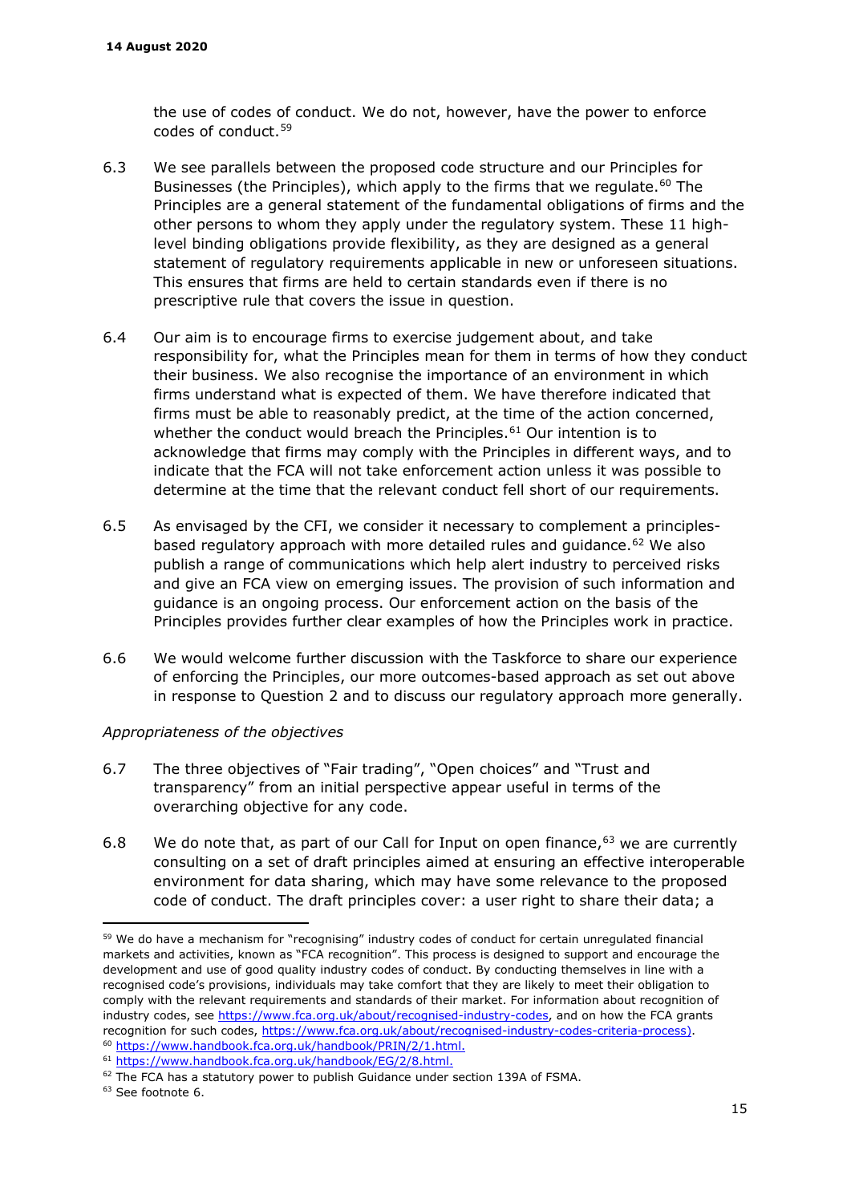the use of codes of conduct. We do not, however, have the power to enforce codes of conduct.[59]

6.3 We see parallels between the proposed code structure and our Principles for Businesses (the Principles), which apply to the firms that we regulate.[60] The Principles are a general statement of the fundamental obligations of firms and the other persons to whom they apply under the regulatory system. These 11 high-level binding obligations provide flexibility, as they are designed as a general statement of regulatory requirements applicable in new or unforeseen situations. This ensures that firms are held to certain standards even if there is no prescriptive rule that covers the issue in question.

6.4 Our aim is to encourage firms to exercise judgement about, and take responsibility for, what the Principles mean for them in terms of how they conduct their business. We also recognise the importance of an environment in which firms understand what is expected of them. We have therefore indicated that firms must be able to reasonably predict, at the time of the action concerned, whether the conduct would breach the Principles.[61] Our intention is to acknowledge that firms may comply with the Principles in different ways, and to indicate that the FCA will not take enforcement action unless it was possible to determine at the time that the relevant conduct fell short of our requirements.

6.5 As envisaged by the CFI, we consider it necessary to complement a principles-based regulatory approach with more detailed rules and guidance.[62] We also publish a range of communications which help alert industry to perceived risks and give an FCA view on emerging issues. The provision of such information and guidance is an ongoing process. Our enforcement action on the basis of the Principles provides further clear examples of how the Principles work in practice.

6.6 We would welcome further discussion with the Taskforce to share our experience of enforcing the Principles, our more outcomes-based approach as set out above in response to Question 2 and to discuss our regulatory approach more generally.

*Appropriateness of the objectives*

6.7 The three objectives of "Fair trading", "Open choices" and "Trust and transparency" from an initial perspective appear useful in terms of the overarching objective for any code.

6.8 We do note that, as part of our Call for Input on open finance,[63] we are currently consulting on a set of draft principles aimed at ensuring an effective interoperable environment for data sharing, which may have some relevance to the proposed code of conduct. The draft principles cover: a user right to share their data; a

---

[59] We do have a mechanism for "recognising" industry codes of conduct for certain unregulated financial markets and activities, known as "FCA recognition". This process is designed to support and encourage the development and use of good quality industry codes of conduct. By conducting themselves in line with a recognised code's provisions, individuals may take comfort that they are likely to meet their obligation to comply with the relevant requirements and standards of their market. For information about recognition of industry codes, see https://www.fca.org.uk/about/recognised-industry-codes, and on how the FCA grants recognition for such codes, https://www.fca.org.uk/about/recognised-industry-codes-criteria-process).

[60] https://www.handbook.fca.org.uk/handbook/PRIN/2/1.html.

[61] https://www.handbook.fca.org.uk/handbook/EG/2/8.html.

[62] The FCA has a statutory power to publish Guidance under section 139A of FSMA.

[63] See footnote 6.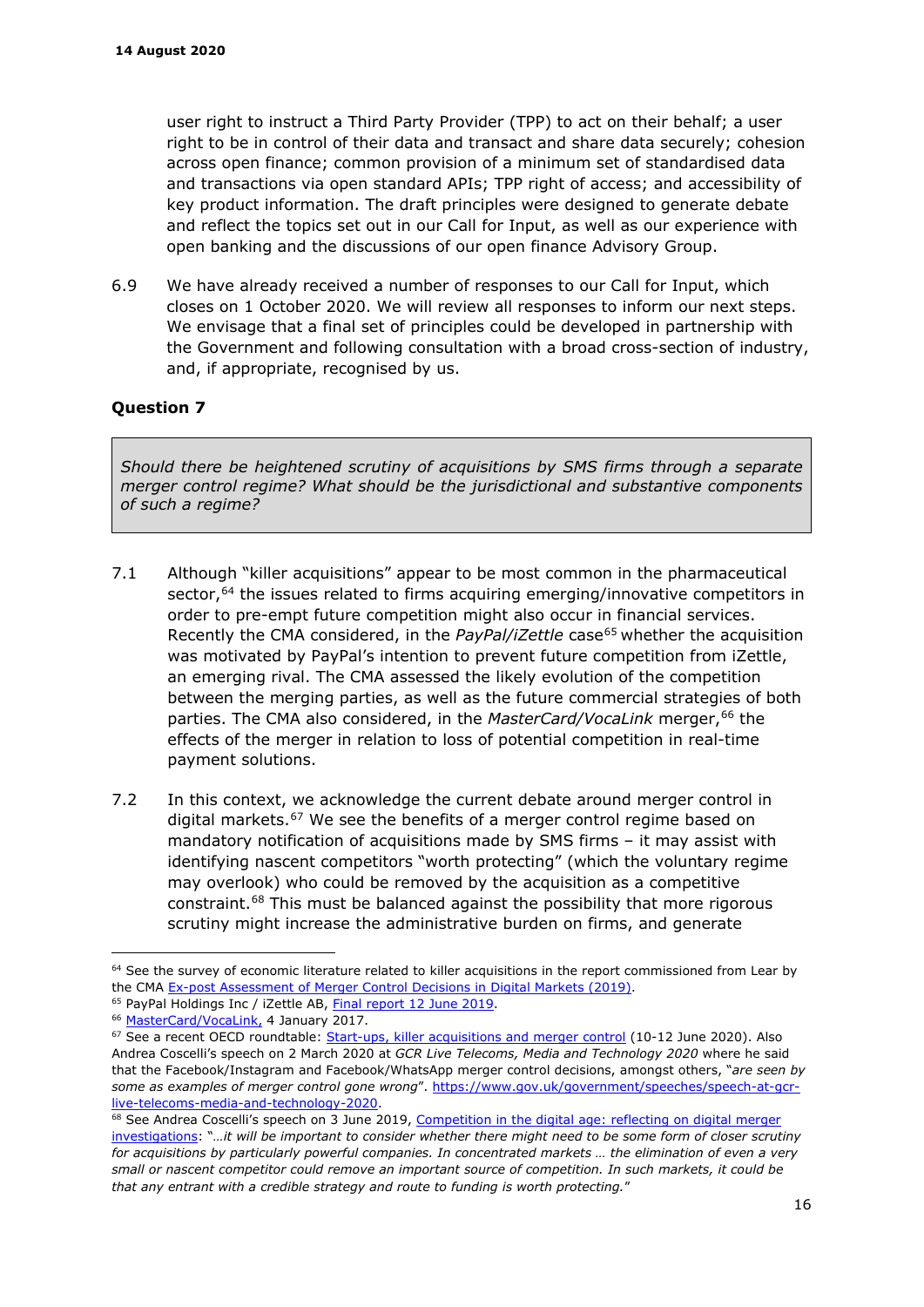user right to instruct a Third Party Provider (TPP) to act on their behalf; a user right to be in control of their data and transact and share data securely; cohesion across open finance; common provision of a minimum set of standardised data and transactions via open standard APIs; TPP right of access; and accessibility of key product information. The draft principles were designed to generate debate and reflect the topics set out in our Call for Input, as well as our experience with open banking and the discussions of our open finance Advisory Group.

6.9 We have already received a number of responses to our Call for Input, which closes on 1 October 2020. We will review all responses to inform our next steps. We envisage that a final set of principles could be developed in partnership with the Government and following consultation with a broad cross-section of industry, and, if appropriate, recognised by us.

### Question 7

*Should there be heightened scrutiny of acquisitions by SMS firms through a separate merger control regime? What should be the jurisdictional and substantive components of such a regime?*

7.1 Although "killer acquisitions" appear to be most common in the pharmaceutical sector,[64] the issues related to firms acquiring emerging/innovative competitors in order to pre-empt future competition might also occur in financial services. Recently the CMA considered, in the *PayPal/iZettle* case[65] whether the acquisition was motivated by PayPal's intention to prevent future competition from iZettle, an emerging rival. The CMA assessed the likely evolution of the competition between the merging parties, as well as the future commercial strategies of both parties. The CMA also considered, in the *MasterCard/VocaLink* merger,[66] the effects of the merger in relation to loss of potential competition in real-time payment solutions.

7.2 In this context, we acknowledge the current debate around merger control in digital markets.[67] We see the benefits of a merger control regime based on mandatory notification of acquisitions made by SMS firms – it may assist with identifying nascent competitors "worth protecting" (which the voluntary regime may overlook) who could be removed by the acquisition as a competitive constraint.[68] This must be balanced against the possibility that more rigorous scrutiny might increase the administrative burden on firms, and generate

---

[64] See the survey of economic literature related to killer acquisitions in the report commissioned from Lear by the CMA [Ex-post Assessment of Merger Control Decisions in Digital Markets (2019)].

[65] PayPal Holdings Inc / iZettle AB, [Final report 12 June 2019].

[66] [MasterCard/VocaLink,] 4 January 2017.

[67] See a recent OECD roundtable: [Start-ups, killer acquisitions and merger control] (10-12 June 2020). Also Andrea Coscelli's speech on 2 March 2020 at *GCR Live Telecoms, Media and Technology 2020* where he said that the Facebook/Instagram and Facebook/WhatsApp merger control decisions, amongst others, "*are seen by some as examples of merger control gone wrong*". https://www.gov.uk/government/speeches/speech-at-gcr-live-telecoms-media-and-technology-2020.

[68] See Andrea Coscelli's speech on 3 June 2019, [Competition in the digital age: reflecting on digital merger investigations]: "*…it will be important to consider whether there might need to be some form of closer scrutiny for acquisitions by particularly powerful companies. In concentrated markets … the elimination of even a very small or nascent competitor could remove an important source of competition. In such markets, it could be that any entrant with a credible strategy and route to funding is worth protecting.*"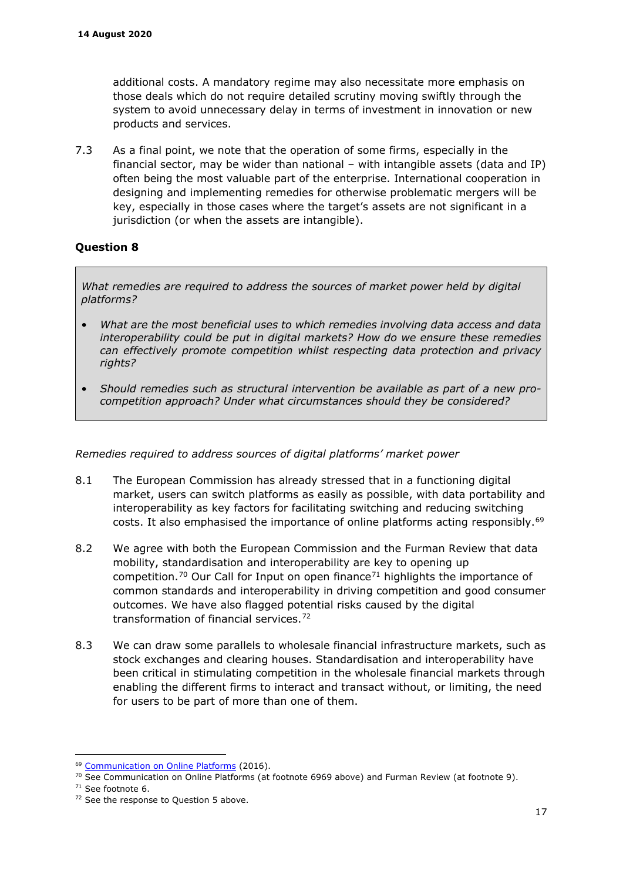additional costs. A mandatory regime may also necessitate more emphasis on those deals which do not require detailed scrutiny moving swiftly through the system to avoid unnecessary delay in terms of investment in innovation or new products and services.

7.3 As a final point, we note that the operation of some firms, especially in the financial sector, may be wider than national – with intangible assets (data and IP) often being the most valuable part of the enterprise. International cooperation in designing and implementing remedies for otherwise problematic mergers will be key, especially in those cases where the target's assets are not significant in a jurisdiction (or when the assets are intangible).

## Question 8

> *What remedies are required to address the sources of market power held by digital platforms?*
>
> - *What are the most beneficial uses to which remedies involving data access and data interoperability could be put in digital markets? How do we ensure these remedies can effectively promote competition whilst respecting data protection and privacy rights?*
> - *Should remedies such as structural intervention be available as part of a new pro-competition approach? Under what circumstances should they be considered?*

*Remedies required to address sources of digital platforms' market power*

8.1 The European Commission has already stressed that in a functioning digital market, users can switch platforms as easily as possible, with data portability and interoperability as key factors for facilitating switching and reducing switching costs. It also emphasised the importance of online platforms acting responsibly.[69]

8.2 We agree with both the European Commission and the Furman Review that data mobility, standardisation and interoperability are key to opening up competition.[70] Our Call for Input on open finance[71] highlights the importance of common standards and interoperability in driving competition and good consumer outcomes. We have also flagged potential risks caused by the digital transformation of financial services.[72]

8.3 We can draw some parallels to wholesale financial infrastructure markets, such as stock exchanges and clearing houses. Standardisation and interoperability have been critical in stimulating competition in the wholesale financial markets through enabling the different firms to interact and transact without, or limiting, the need for users to be part of more than one of them.

---

[69] Communication on Online Platforms (2016).

[70] See Communication on Online Platforms (at footnote 6969 above) and Furman Review (at footnote 9).

[71] See footnote 6.

[72] See the response to Question 5 above.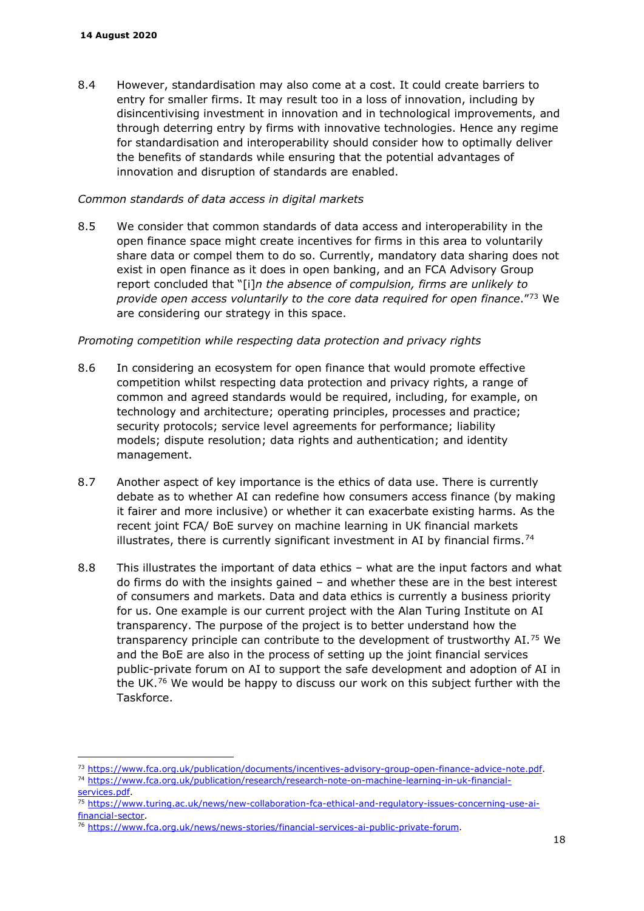8.4 However, standardisation may also come at a cost. It could create barriers to entry for smaller firms. It may result too in a loss of innovation, including by disincentivising investment in innovation and in technological improvements, and through deterring entry by firms with innovative technologies. Hence any regime for standardisation and interoperability should consider how to optimally deliver the benefits of standards while ensuring that the potential advantages of innovation and disruption of standards are enabled.

*Common standards of data access in digital markets*

8.5 We consider that common standards of data access and interoperability in the open finance space might create incentives for firms in this area to voluntarily share data or compel them to do so. Currently, mandatory data sharing does not exist in open finance as it does in open banking, and an FCA Advisory Group report concluded that "[i]*n the absence of compulsion, firms are unlikely to provide open access voluntarily to the core data required for open finance*."[73] We are considering our strategy in this space.

*Promoting competition while respecting data protection and privacy rights*

8.6 In considering an ecosystem for open finance that would promote effective competition whilst respecting data protection and privacy rights, a range of common and agreed standards would be required, including, for example, on technology and architecture; operating principles, processes and practice; security protocols; service level agreements for performance; liability models; dispute resolution; data rights and authentication; and identity management.

8.7 Another aspect of key importance is the ethics of data use. There is currently debate as to whether AI can redefine how consumers access finance (by making it fairer and more inclusive) or whether it can exacerbate existing harms. As the recent joint FCA/ BoE survey on machine learning in UK financial markets illustrates, there is currently significant investment in AI by financial firms.[74]

8.8 This illustrates the important of data ethics – what are the input factors and what do firms do with the insights gained – and whether these are in the best interest of consumers and markets. Data and data ethics is currently a business priority for us. One example is our current project with the Alan Turing Institute on AI transparency. The purpose of the project is to better understand how the transparency principle can contribute to the development of trustworthy AI.[75] We and the BoE are also in the process of setting up the joint financial services public-private forum on AI to support the safe development and adoption of AI in the UK.[76] We would be happy to discuss our work on this subject further with the Taskforce.

---

[73] https://www.fca.org.uk/publication/documents/incentives-advisory-group-open-finance-advice-note.pdf.

[74] https://www.fca.org.uk/publication/research/research-note-on-machine-learning-in-uk-financial-services.pdf.

[75] https://www.turing.ac.uk/news/new-collaboration-fca-ethical-and-regulatory-issues-concerning-use-ai-financial-sector.

[76] https://www.fca.org.uk/news/news-stories/financial-services-ai-public-private-forum.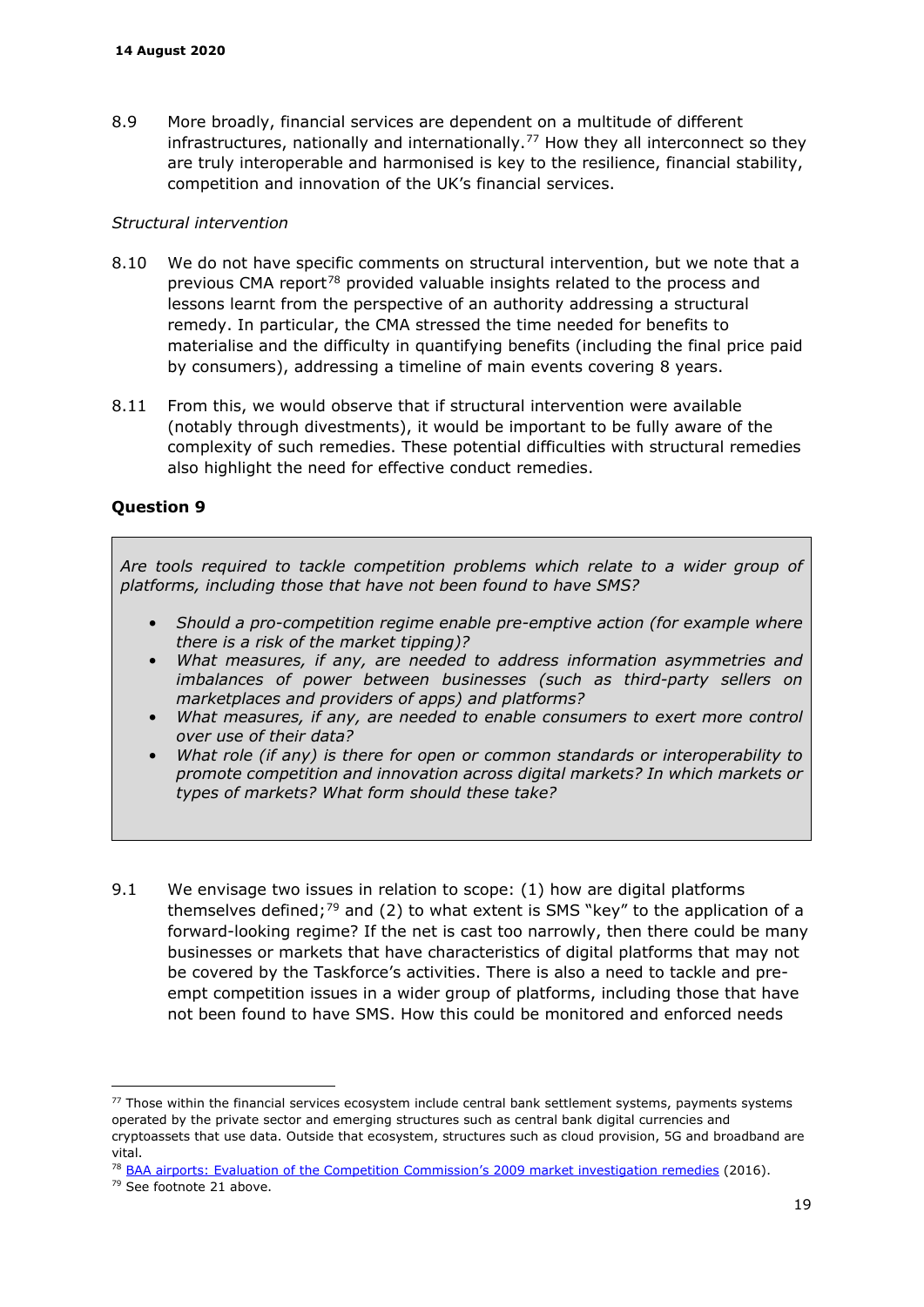8.9 More broadly, financial services are dependent on a multitude of different infrastructures, nationally and internationally.[77] How they all interconnect so they are truly interoperable and harmonised is key to the resilience, financial stability, competition and innovation of the UK's financial services.

*Structural intervention*

8.10 We do not have specific comments on structural intervention, but we note that a previous CMA report[78] provided valuable insights related to the process and lessons learnt from the perspective of an authority addressing a structural remedy. In particular, the CMA stressed the time needed for benefits to materialise and the difficulty in quantifying benefits (including the final price paid by consumers), addressing a timeline of main events covering 8 years.

8.11 From this, we would observe that if structural intervention were available (notably through divestments), it would be important to be fully aware of the complexity of such remedies. These potential difficulties with structural remedies also highlight the need for effective conduct remedies.

### Question 9

> *Are tools required to tackle competition problems which relate to a wider group of platforms, including those that have not been found to have SMS?*
>
> - *Should a pro-competition regime enable pre-emptive action (for example where there is a risk of the market tipping)?*
> - *What measures, if any, are needed to address information asymmetries and imbalances of power between businesses (such as third-party sellers on marketplaces and providers of apps) and platforms?*
> - *What measures, if any, are needed to enable consumers to exert more control over use of their data?*
> - *What role (if any) is there for open or common standards or interoperability to promote competition and innovation across digital markets? In which markets or types of markets? What form should these take?*

9.1 We envisage two issues in relation to scope: (1) how are digital platforms themselves defined;[79] and (2) to what extent is SMS "key" to the application of a forward-looking regime? If the net is cast too narrowly, then there could be many businesses or markets that have characteristics of digital platforms that may not be covered by the Taskforce's activities. There is also a need to tackle and pre-empt competition issues in a wider group of platforms, including those that have not been found to have SMS. How this could be monitored and enforced needs

---

[77] Those within the financial services ecosystem include central bank settlement systems, payments systems operated by the private sector and emerging structures such as central bank digital currencies and cryptoassets that use data. Outside that ecosystem, structures such as cloud provision, 5G and broadband are vital.

[78] BAA airports: Evaluation of the Competition Commission's 2009 market investigation remedies (2016).

[79] See footnote 21 above.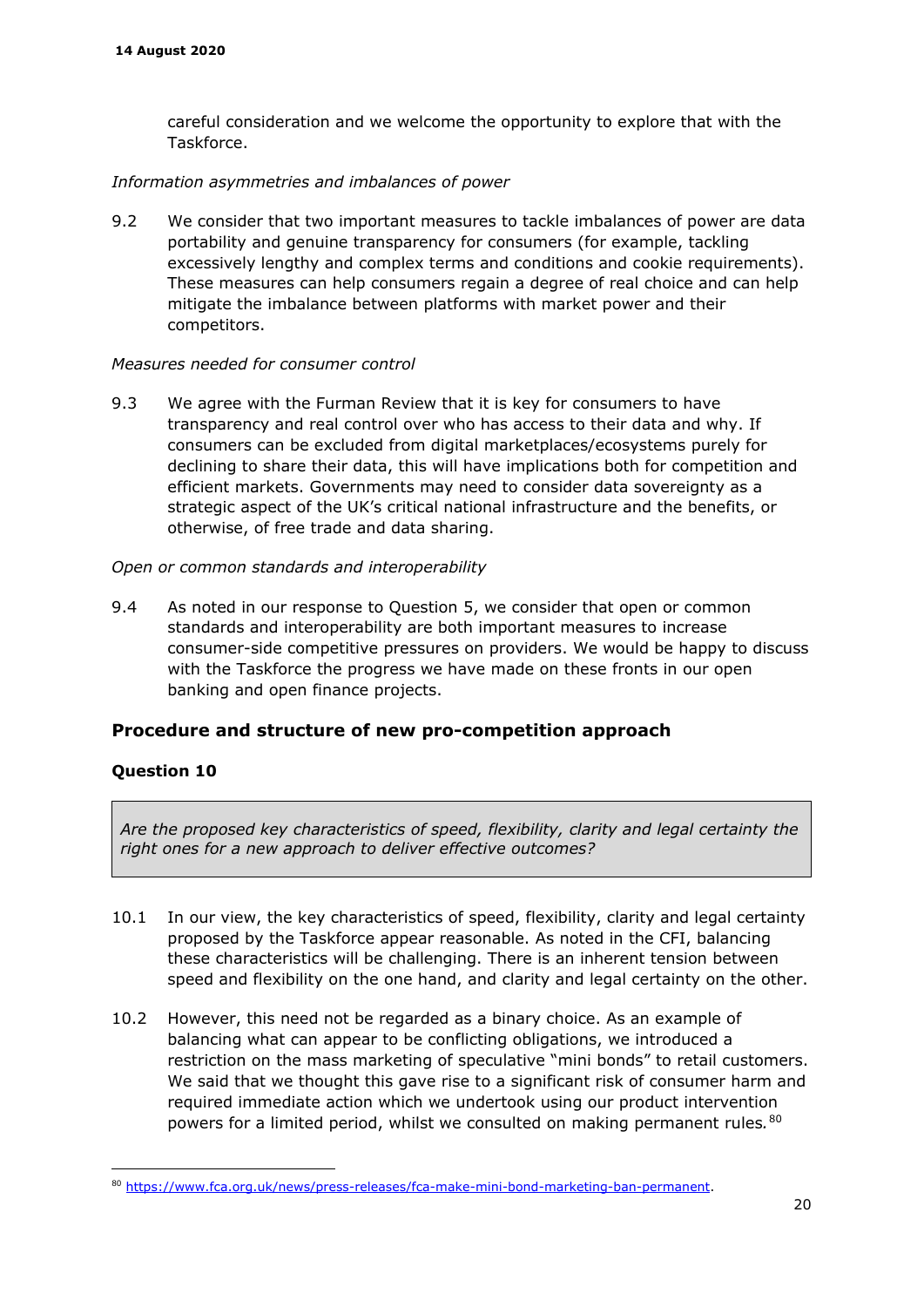careful consideration and we welcome the opportunity to explore that with the Taskforce.

*Information asymmetries and imbalances of power*

9.2 We consider that two important measures to tackle imbalances of power are data portability and genuine transparency for consumers (for example, tackling excessively lengthy and complex terms and conditions and cookie requirements). These measures can help consumers regain a degree of real choice and can help mitigate the imbalance between platforms with market power and their competitors.

*Measures needed for consumer control*

9.3 We agree with the Furman Review that it is key for consumers to have transparency and real control over who has access to their data and why. If consumers can be excluded from digital marketplaces/ecosystems purely for declining to share their data, this will have implications both for competition and efficient markets. Governments may need to consider data sovereignty as a strategic aspect of the UK's critical national infrastructure and the benefits, or otherwise, of free trade and data sharing.

*Open or common standards and interoperability*

9.4 As noted in our response to Question 5, we consider that open or common standards and interoperability are both important measures to increase consumer-side competitive pressures on providers. We would be happy to discuss with the Taskforce the progress we have made on these fronts in our open banking and open finance projects.

## Procedure and structure of new pro-competition approach

### Question 10

> *Are the proposed key characteristics of speed, flexibility, clarity and legal certainty the right ones for a new approach to deliver effective outcomes?*

10.1 In our view, the key characteristics of speed, flexibility, clarity and legal certainty proposed by the Taskforce appear reasonable. As noted in the CFI, balancing these characteristics will be challenging. There is an inherent tension between speed and flexibility on the one hand, and clarity and legal certainty on the other.

10.2 However, this need not be regarded as a binary choice. As an example of balancing what can appear to be conflicting obligations, we introduced a restriction on the mass marketing of speculative "mini bonds" to retail customers. We said that we thought this gave rise to a significant risk of consumer harm and required immediate action which we undertook using our product intervention powers for a limited period, whilst we consulted on making permanent rules.[80]

[80] https://www.fca.org.uk/news/press-releases/fca-make-mini-bond-marketing-ban-permanent.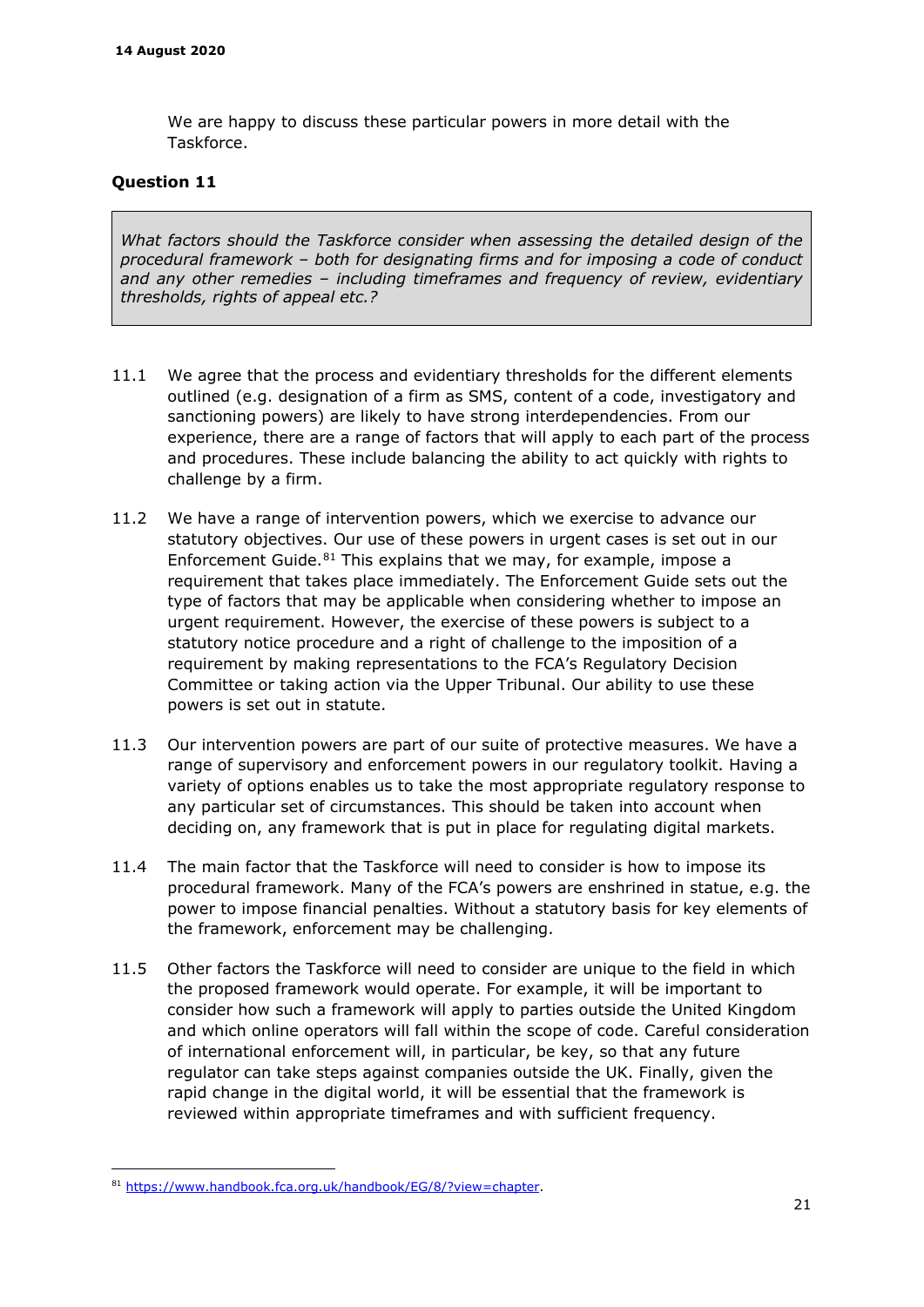We are happy to discuss these particular powers in more detail with the Taskforce.

## Question 11

*What factors should the Taskforce consider when assessing the detailed design of the procedural framework – both for designating firms and for imposing a code of conduct and any other remedies – including timeframes and frequency of review, evidentiary thresholds, rights of appeal etc.?*

11.1 We agree that the process and evidentiary thresholds for the different elements outlined (e.g. designation of a firm as SMS, content of a code, investigatory and sanctioning powers) are likely to have strong interdependencies. From our experience, there are a range of factors that will apply to each part of the process and procedures. These include balancing the ability to act quickly with rights to challenge by a firm.

11.2 We have a range of intervention powers, which we exercise to advance our statutory objectives. Our use of these powers in urgent cases is set out in our Enforcement Guide.[81] This explains that we may, for example, impose a requirement that takes place immediately. The Enforcement Guide sets out the type of factors that may be applicable when considering whether to impose an urgent requirement. However, the exercise of these powers is subject to a statutory notice procedure and a right of challenge to the imposition of a requirement by making representations to the FCA's Regulatory Decision Committee or taking action via the Upper Tribunal. Our ability to use these powers is set out in statute.

11.3 Our intervention powers are part of our suite of protective measures. We have a range of supervisory and enforcement powers in our regulatory toolkit. Having a variety of options enables us to take the most appropriate regulatory response to any particular set of circumstances. This should be taken into account when deciding on, any framework that is put in place for regulating digital markets.

11.4 The main factor that the Taskforce will need to consider is how to impose its procedural framework. Many of the FCA's powers are enshrined in statue, e.g. the power to impose financial penalties. Without a statutory basis for key elements of the framework, enforcement may be challenging.

11.5 Other factors the Taskforce will need to consider are unique to the field in which the proposed framework would operate. For example, it will be important to consider how such a framework will apply to parties outside the United Kingdom and which online operators will fall within the scope of code. Careful consideration of international enforcement will, in particular, be key, so that any future regulator can take steps against companies outside the UK. Finally, given the rapid change in the digital world, it will be essential that the framework is reviewed within appropriate timeframes and with sufficient frequency.

[81] https://www.handbook.fca.org.uk/handbook/EG/8/?view=chapter.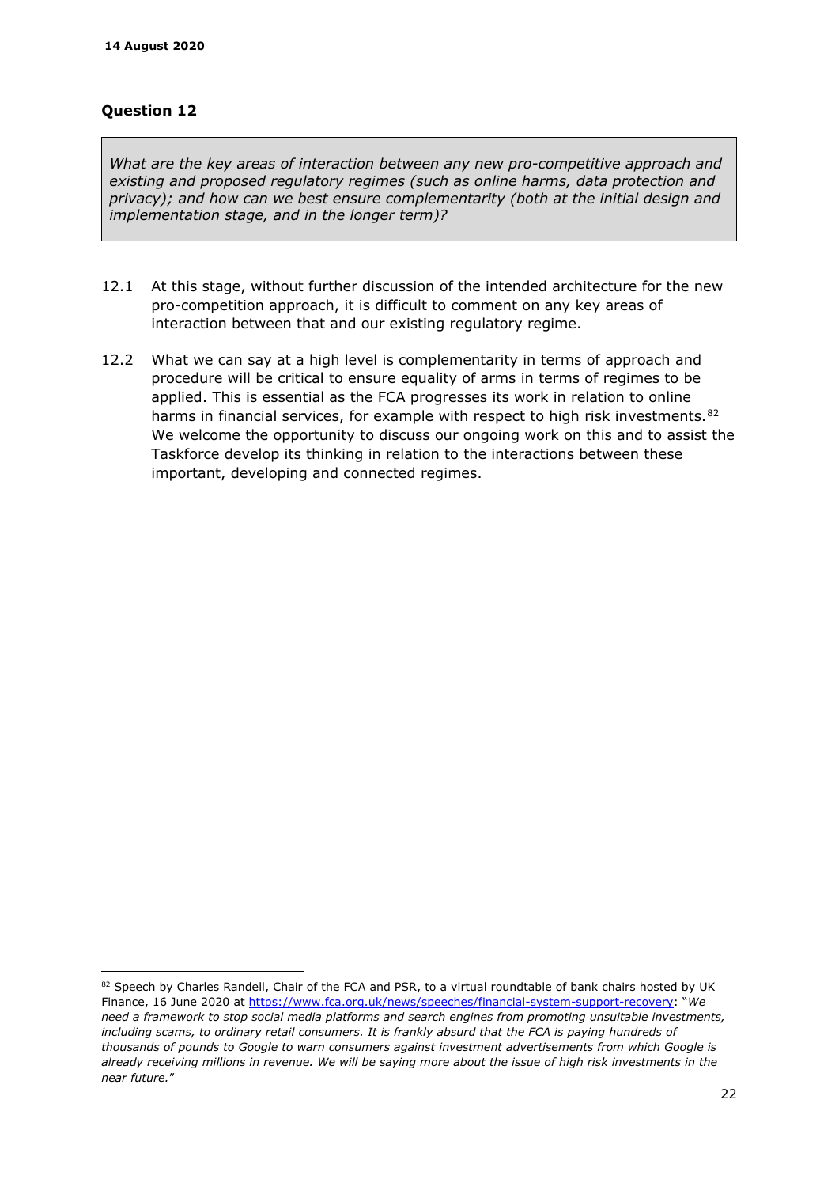**14 August 2020**

## Question 12

*What are the key areas of interaction between any new pro-competitive approach and existing and proposed regulatory regimes (such as online harms, data protection and privacy); and how can we best ensure complementarity (both at the initial design and implementation stage, and in the longer term)?*

12.1 At this stage, without further discussion of the intended architecture for the new pro-competition approach, it is difficult to comment on any key areas of interaction between that and our existing regulatory regime.

12.2 What we can say at a high level is complementarity in terms of approach and procedure will be critical to ensure equality of arms in terms of regimes to be applied. This is essential as the FCA progresses its work in relation to online harms in financial services, for example with respect to high risk investments.[82] We welcome the opportunity to discuss our ongoing work on this and to assist the Taskforce develop its thinking in relation to the interactions between these important, developing and connected regimes.

---

[82] Speech by Charles Randell, Chair of the FCA and PSR, to a virtual roundtable of bank chairs hosted by UK Finance, 16 June 2020 at https://www.fca.org.uk/news/speeches/financial-system-support-recovery: "*We need a framework to stop social media platforms and search engines from promoting unsuitable investments, including scams, to ordinary retail consumers. It is frankly absurd that the FCA is paying hundreds of thousands of pounds to Google to warn consumers against investment advertisements from which Google is already receiving millions in revenue. We will be saying more about the issue of high risk investments in the near future.*"